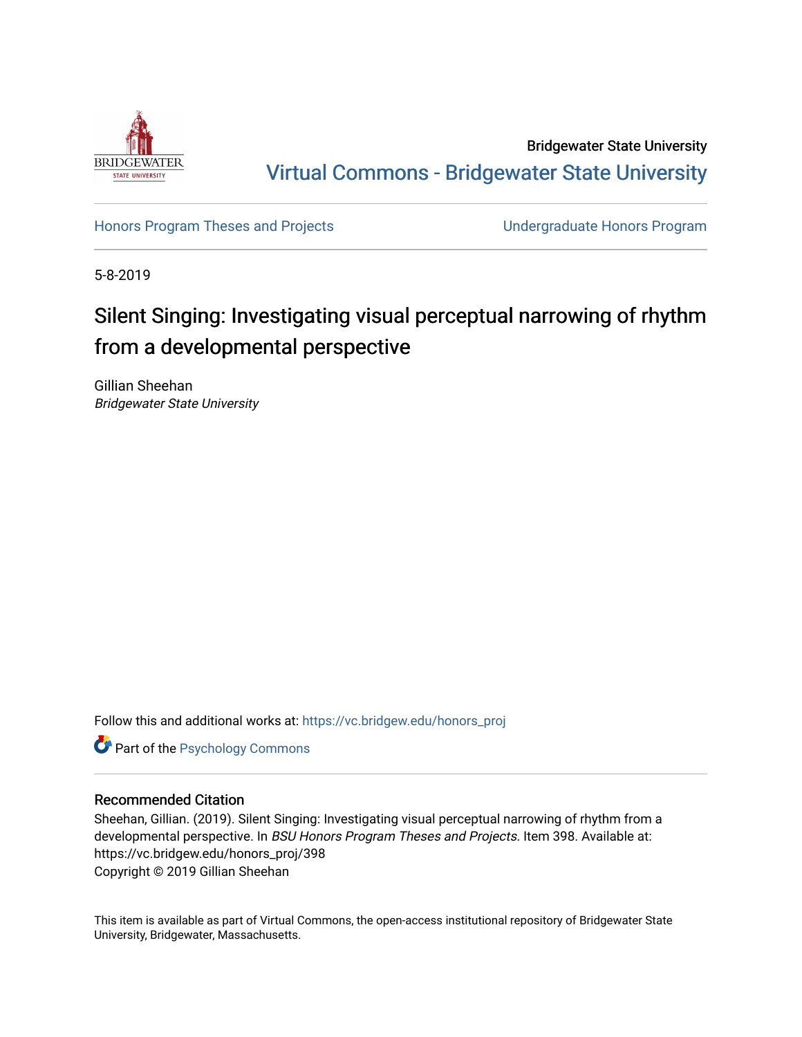Bridgewater State University

Virtual Commons - Bridgewater State University

Honors Program Theses and Projects

Undergraduate Honors Program

5-8-2019

# Silent Singing: Investigating visual perceptual narrowing of rhythm from a developmental perspective

Gillian Sheehan
*Bridgewater State University*

Follow this and additional works at: https://vc.bridgew.edu/honors_proj

Part of the Psychology Commons

## Recommended Citation

Sheehan, Gillian. (2019). Silent Singing: Investigating visual perceptual narrowing of rhythm from a developmental perspective. In *BSU Honors Program Theses and Projects.* Item 398. Available at: https://vc.bridgew.edu/honors_proj/398
Copyright © 2019 Gillian Sheehan

This item is available as part of Virtual Commons, the open-access institutional repository of Bridgewater State University, Bridgewater, Massachusetts.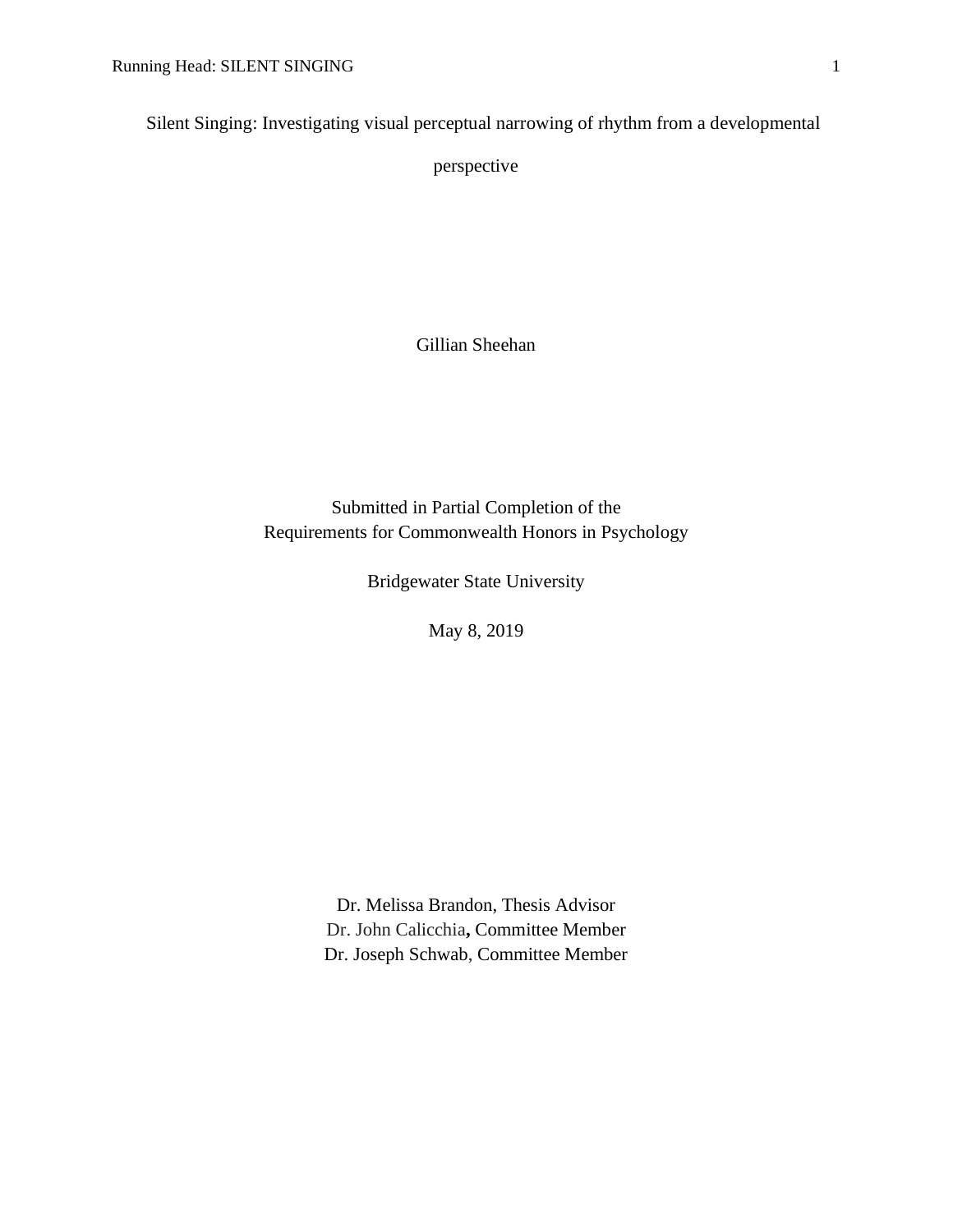# Silent Singing: Investigating visual perceptual narrowing of rhythm from a developmental perspective

Gillian Sheehan

Submitted in Partial Completion of the
Requirements for Commonwealth Honors in Psychology

Bridgewater State University

May 8, 2019

Dr. Melissa Brandon, Thesis Advisor
Dr. John Calicchia**,** Committee Member
Dr. Joseph Schwab, Committee Member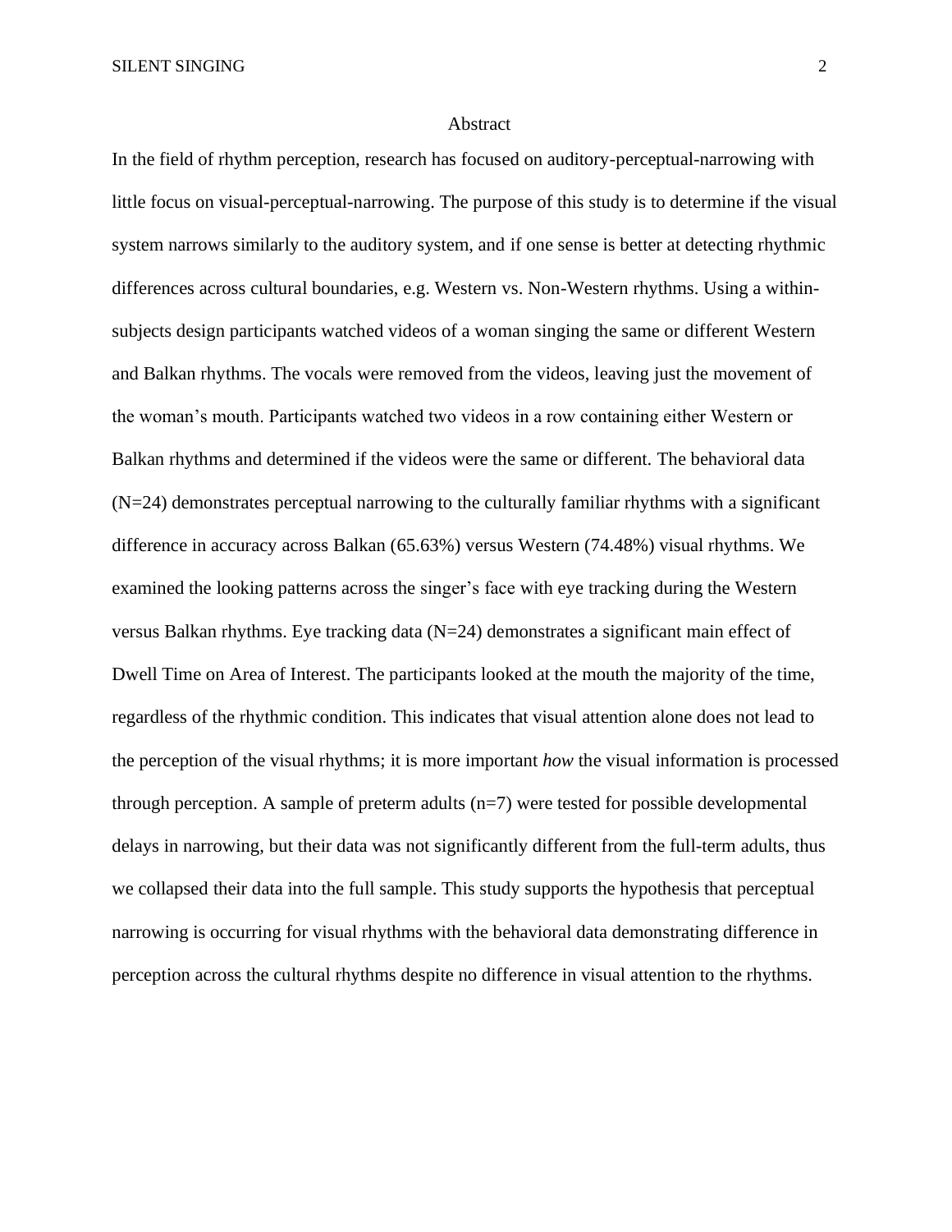# Abstract

In the field of rhythm perception, research has focused on auditory-perceptual-narrowing with little focus on visual-perceptual-narrowing. The purpose of this study is to determine if the visual system narrows similarly to the auditory system, and if one sense is better at detecting rhythmic differences across cultural boundaries, e.g. Western vs. Non-Western rhythms. Using a within-subjects design participants watched videos of a woman singing the same or different Western and Balkan rhythms. The vocals were removed from the videos, leaving just the movement of the woman's mouth. Participants watched two videos in a row containing either Western or Balkan rhythms and determined if the videos were the same or different. The behavioral data ($N=24$) demonstrates perceptual narrowing to the culturally familiar rhythms with a significant difference in accuracy across Balkan (65.63%) versus Western (74.48%) visual rhythms. We examined the looking patterns across the singer's face with eye tracking during the Western versus Balkan rhythms. Eye tracking data ($N=24$) demonstrates a significant main effect of Dwell Time on Area of Interest. The participants looked at the mouth the majority of the time, regardless of the rhythmic condition. This indicates that visual attention alone does not lead to the perception of the visual rhythms; it is more important *how* the visual information is processed through perception. A sample of preterm adults ($n=7$) were tested for possible developmental delays in narrowing, but their data was not significantly different from the full-term adults, thus we collapsed their data into the full sample. This study supports the hypothesis that perceptual narrowing is occurring for visual rhythms with the behavioral data demonstrating difference in perception across the cultural rhythms despite no difference in visual attention to the rhythms.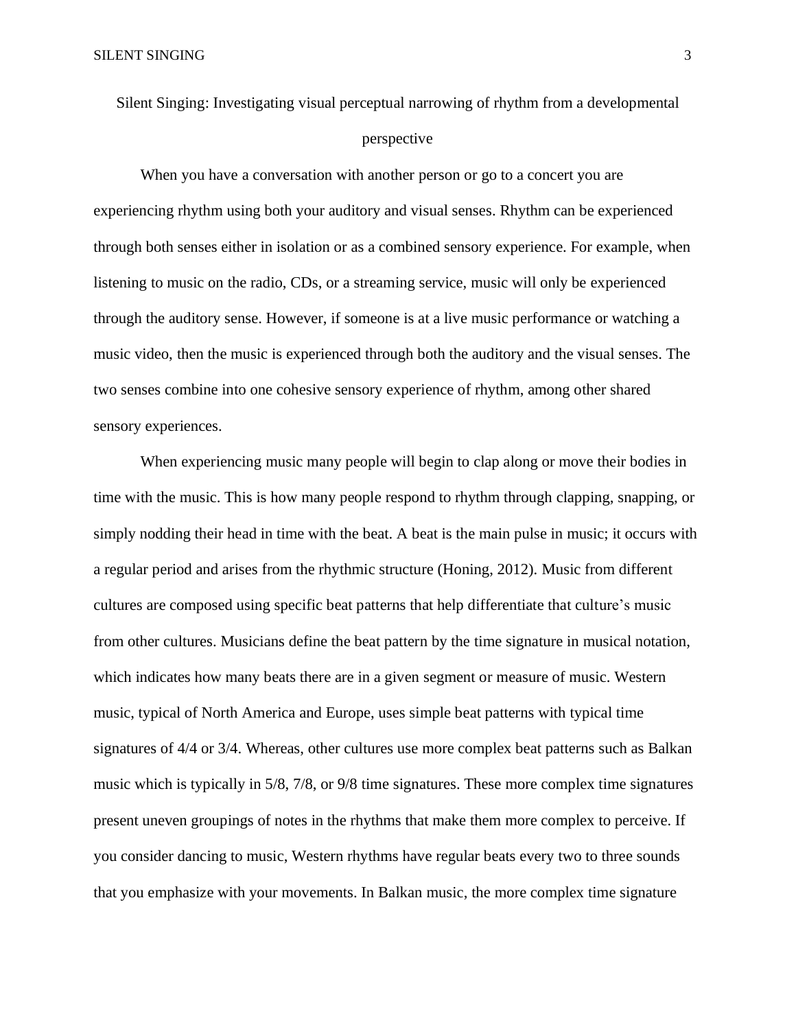# Silent Singing: Investigating visual perceptual narrowing of rhythm from a developmental perspective

When you have a conversation with another person or go to a concert you are experiencing rhythm using both your auditory and visual senses. Rhythm can be experienced through both senses either in isolation or as a combined sensory experience. For example, when listening to music on the radio, CDs, or a streaming service, music will only be experienced through the auditory sense. However, if someone is at a live music performance or watching a music video, then the music is experienced through both the auditory and the visual senses. The two senses combine into one cohesive sensory experience of rhythm, among other shared sensory experiences.

When experiencing music many people will begin to clap along or move their bodies in time with the music. This is how many people respond to rhythm through clapping, snapping, or simply nodding their head in time with the beat. A beat is the main pulse in music; it occurs with a regular period and arises from the rhythmic structure (Honing, 2012). Music from different cultures are composed using specific beat patterns that help differentiate that culture's music from other cultures. Musicians define the beat pattern by the time signature in musical notation, which indicates how many beats there are in a given segment or measure of music. Western music, typical of North America and Europe, uses simple beat patterns with typical time signatures of 4/4 or 3/4. Whereas, other cultures use more complex beat patterns such as Balkan music which is typically in 5/8, 7/8, or 9/8 time signatures. These more complex time signatures present uneven groupings of notes in the rhythms that make them more complex to perceive. If you consider dancing to music, Western rhythms have regular beats every two to three sounds that you emphasize with your movements. In Balkan music, the more complex time signature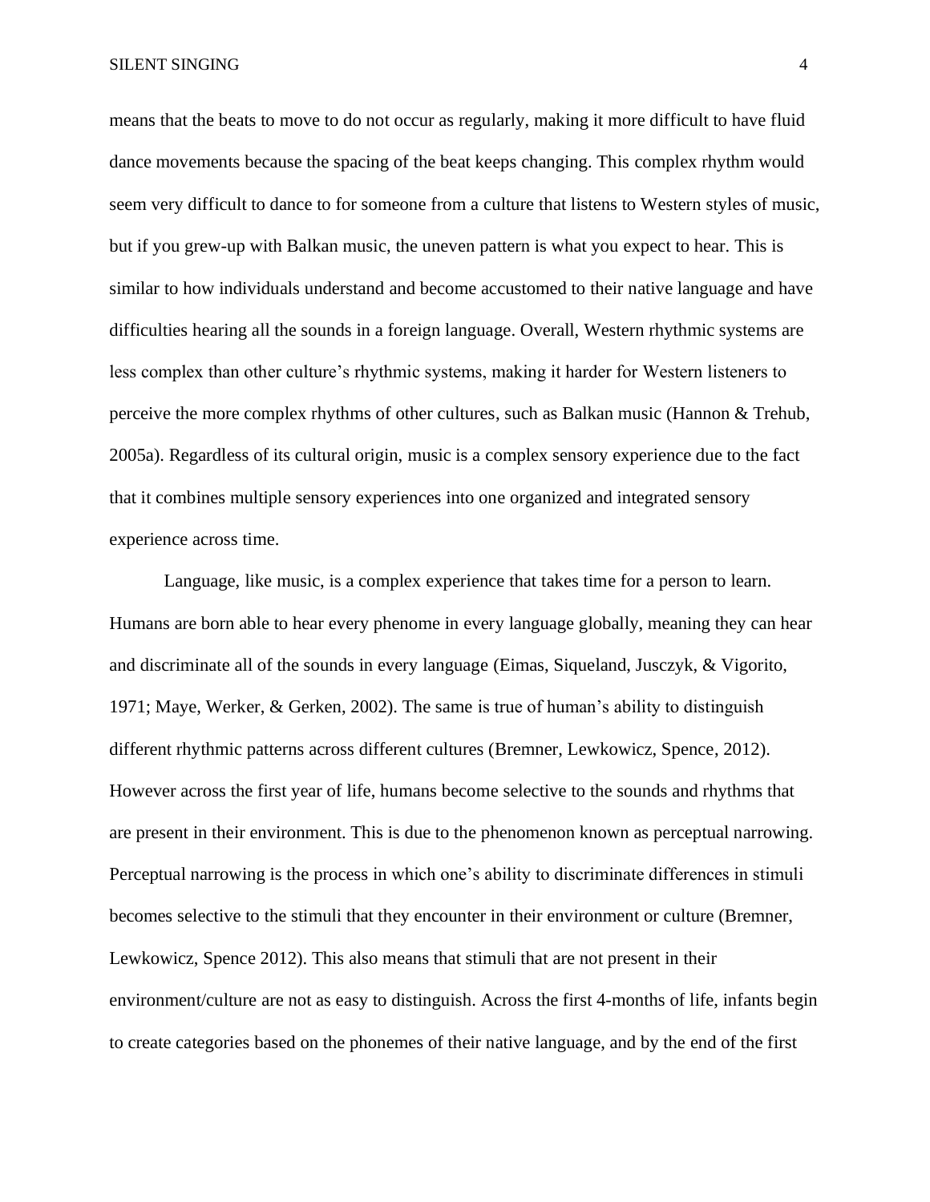means that the beats to move to do not occur as regularly, making it more difficult to have fluid dance movements because the spacing of the beat keeps changing. This complex rhythm would seem very difficult to dance to for someone from a culture that listens to Western styles of music, but if you grew-up with Balkan music, the uneven pattern is what you expect to hear. This is similar to how individuals understand and become accustomed to their native language and have difficulties hearing all the sounds in a foreign language. Overall, Western rhythmic systems are less complex than other culture's rhythmic systems, making it harder for Western listeners to perceive the more complex rhythms of other cultures, such as Balkan music (Hannon & Trehub, 2005a). Regardless of its cultural origin, music is a complex sensory experience due to the fact that it combines multiple sensory experiences into one organized and integrated sensory experience across time.

Language, like music, is a complex experience that takes time for a person to learn. Humans are born able to hear every phenome in every language globally, meaning they can hear and discriminate all of the sounds in every language (Eimas, Siqueland, Jusczyk, & Vigorito, 1971; Maye, Werker, & Gerken, 2002). The same is true of human's ability to distinguish different rhythmic patterns across different cultures (Bremner, Lewkowicz, Spence, 2012). However across the first year of life, humans become selective to the sounds and rhythms that are present in their environment. This is due to the phenomenon known as perceptual narrowing. Perceptual narrowing is the process in which one's ability to discriminate differences in stimuli becomes selective to the stimuli that they encounter in their environment or culture (Bremner, Lewkowicz, Spence 2012). This also means that stimuli that are not present in their environment/culture are not as easy to distinguish. Across the first 4-months of life, infants begin to create categories based on the phonemes of their native language, and by the end of the first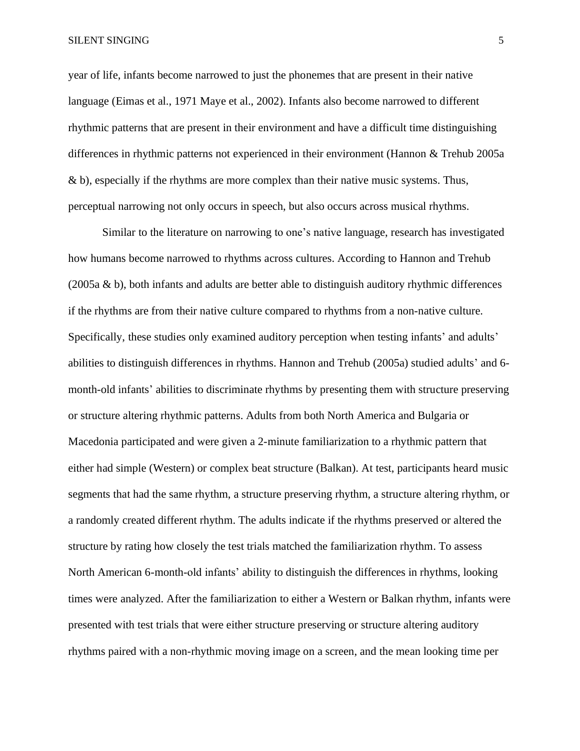year of life, infants become narrowed to just the phonemes that are present in their native language (Eimas et al., 1971 Maye et al., 2002). Infants also become narrowed to different rhythmic patterns that are present in their environment and have a difficult time distinguishing differences in rhythmic patterns not experienced in their environment (Hannon & Trehub 2005a & b), especially if the rhythms are more complex than their native music systems. Thus, perceptual narrowing not only occurs in speech, but also occurs across musical rhythms.

Similar to the literature on narrowing to one's native language, research has investigated how humans become narrowed to rhythms across cultures. According to Hannon and Trehub (2005a & b), both infants and adults are better able to distinguish auditory rhythmic differences if the rhythms are from their native culture compared to rhythms from a non-native culture. Specifically, these studies only examined auditory perception when testing infants' and adults' abilities to distinguish differences in rhythms. Hannon and Trehub (2005a) studied adults' and 6-month-old infants' abilities to discriminate rhythms by presenting them with structure preserving or structure altering rhythmic patterns. Adults from both North America and Bulgaria or Macedonia participated and were given a 2-minute familiarization to a rhythmic pattern that either had simple (Western) or complex beat structure (Balkan). At test, participants heard music segments that had the same rhythm, a structure preserving rhythm, a structure altering rhythm, or a randomly created different rhythm. The adults indicate if the rhythms preserved or altered the structure by rating how closely the test trials matched the familiarization rhythm. To assess North American 6-month-old infants' ability to distinguish the differences in rhythms, looking times were analyzed. After the familiarization to either a Western or Balkan rhythm, infants were presented with test trials that were either structure preserving or structure altering auditory rhythms paired with a non-rhythmic moving image on a screen, and the mean looking time per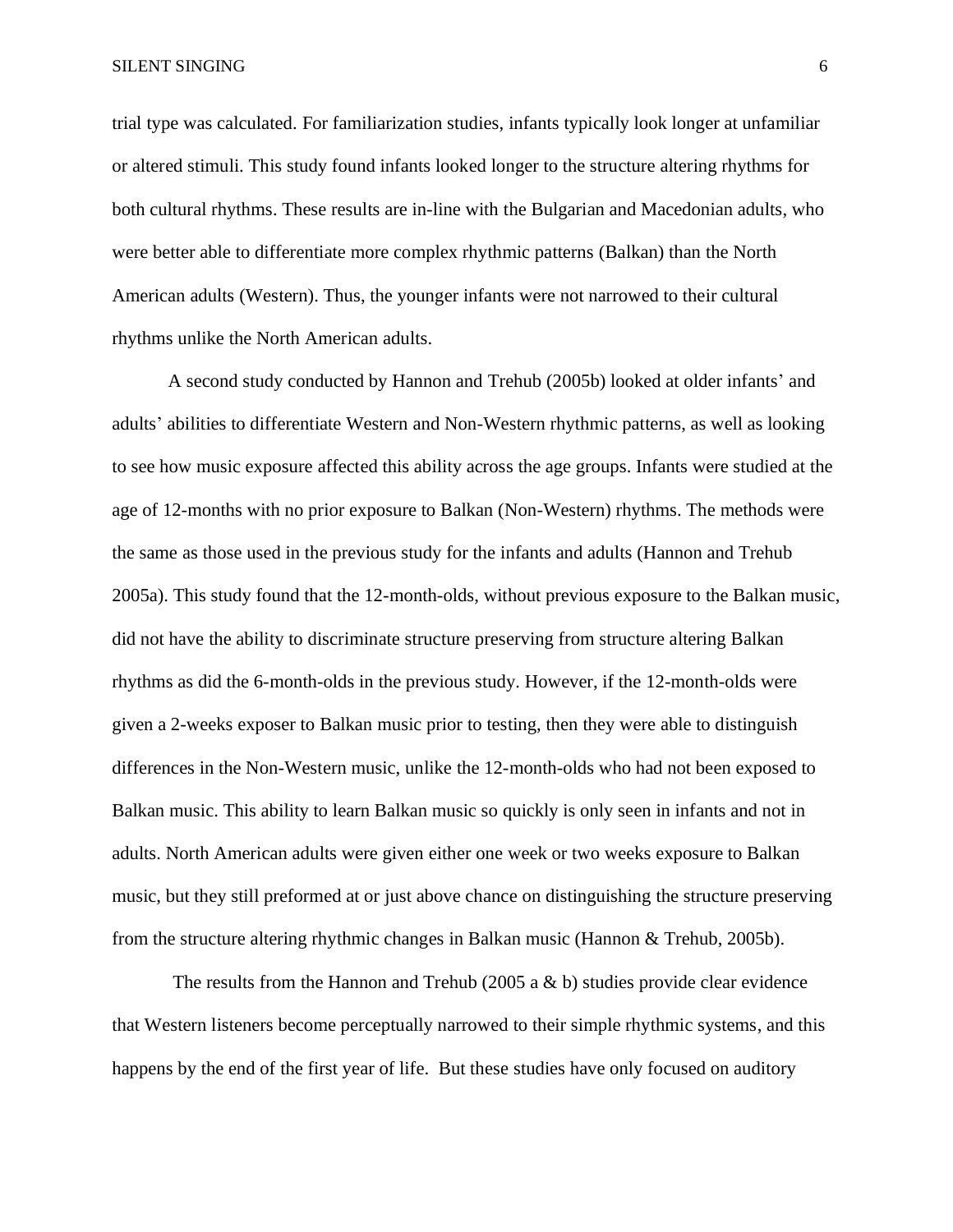trial type was calculated. For familiarization studies, infants typically look longer at unfamiliar or altered stimuli. This study found infants looked longer to the structure altering rhythms for both cultural rhythms. These results are in-line with the Bulgarian and Macedonian adults, who were better able to differentiate more complex rhythmic patterns (Balkan) than the North American adults (Western). Thus, the younger infants were not narrowed to their cultural rhythms unlike the North American adults.

A second study conducted by Hannon and Trehub (2005b) looked at older infants' and adults' abilities to differentiate Western and Non-Western rhythmic patterns, as well as looking to see how music exposure affected this ability across the age groups. Infants were studied at the age of 12-months with no prior exposure to Balkan (Non-Western) rhythms. The methods were the same as those used in the previous study for the infants and adults (Hannon and Trehub 2005a). This study found that the 12-month-olds, without previous exposure to the Balkan music, did not have the ability to discriminate structure preserving from structure altering Balkan rhythms as did the 6-month-olds in the previous study. However, if the 12-month-olds were given a 2-weeks exposer to Balkan music prior to testing, then they were able to distinguish differences in the Non-Western music, unlike the 12-month-olds who had not been exposed to Balkan music. This ability to learn Balkan music so quickly is only seen in infants and not in adults. North American adults were given either one week or two weeks exposure to Balkan music, but they still preformed at or just above chance on distinguishing the structure preserving from the structure altering rhythmic changes in Balkan music (Hannon & Trehub, 2005b).

The results from the Hannon and Trehub (2005 a & b) studies provide clear evidence that Western listeners become perceptually narrowed to their simple rhythmic systems, and this happens by the end of the first year of life. But these studies have only focused on auditory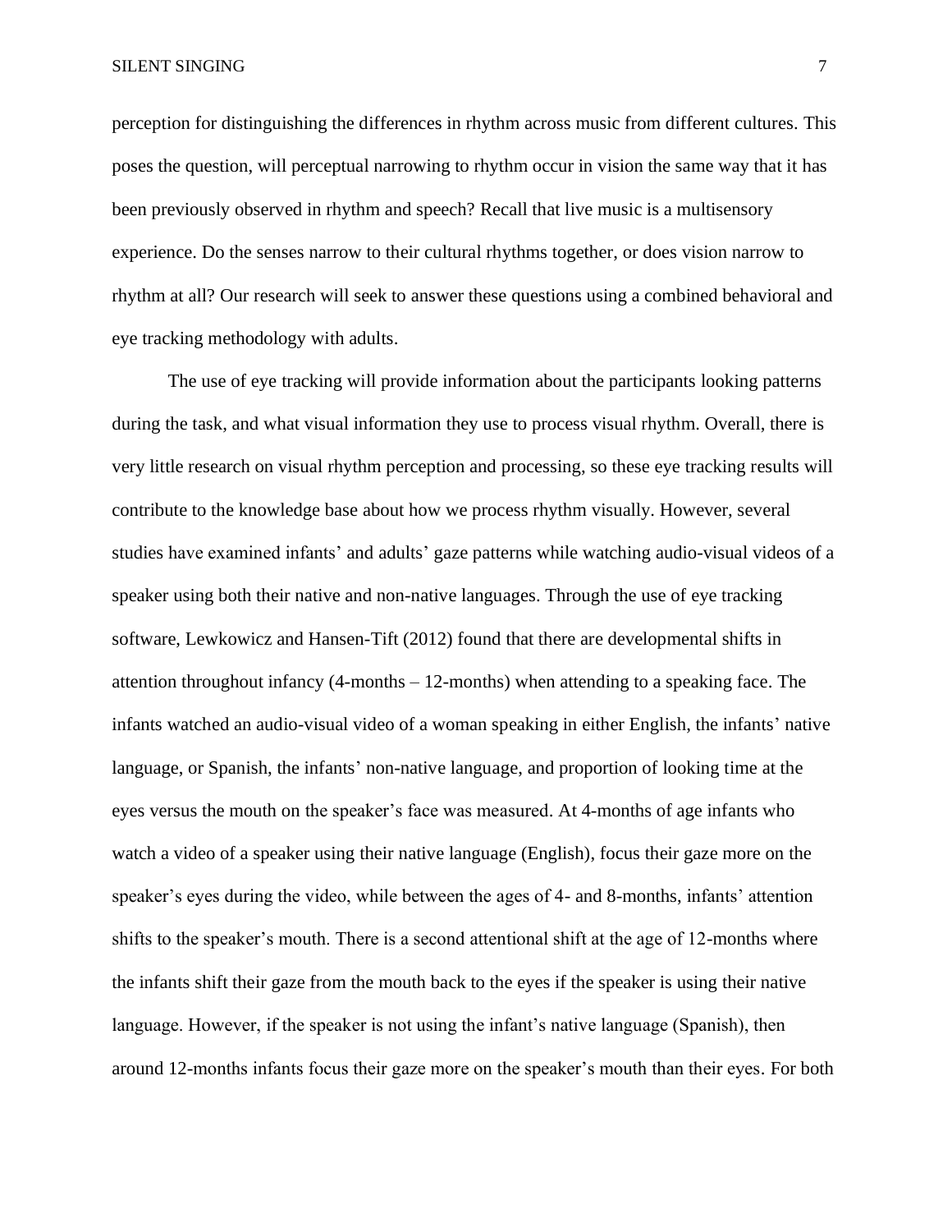perception for distinguishing the differences in rhythm across music from different cultures. This poses the question, will perceptual narrowing to rhythm occur in vision the same way that it has been previously observed in rhythm and speech? Recall that live music is a multisensory experience. Do the senses narrow to their cultural rhythms together, or does vision narrow to rhythm at all? Our research will seek to answer these questions using a combined behavioral and eye tracking methodology with adults.

The use of eye tracking will provide information about the participants looking patterns during the task, and what visual information they use to process visual rhythm. Overall, there is very little research on visual rhythm perception and processing, so these eye tracking results will contribute to the knowledge base about how we process rhythm visually. However, several studies have examined infants' and adults' gaze patterns while watching audio-visual videos of a speaker using both their native and non-native languages. Through the use of eye tracking software, Lewkowicz and Hansen-Tift (2012) found that there are developmental shifts in attention throughout infancy (4-months – 12-months) when attending to a speaking face. The infants watched an audio-visual video of a woman speaking in either English, the infants' native language, or Spanish, the infants' non-native language, and proportion of looking time at the eyes versus the mouth on the speaker's face was measured. At 4-months of age infants who watch a video of a speaker using their native language (English), focus their gaze more on the speaker's eyes during the video, while between the ages of 4- and 8-months, infants' attention shifts to the speaker's mouth. There is a second attentional shift at the age of 12-months where the infants shift their gaze from the mouth back to the eyes if the speaker is using their native language. However, if the speaker is not using the infant's native language (Spanish), then around 12-months infants focus their gaze more on the speaker's mouth than their eyes. For both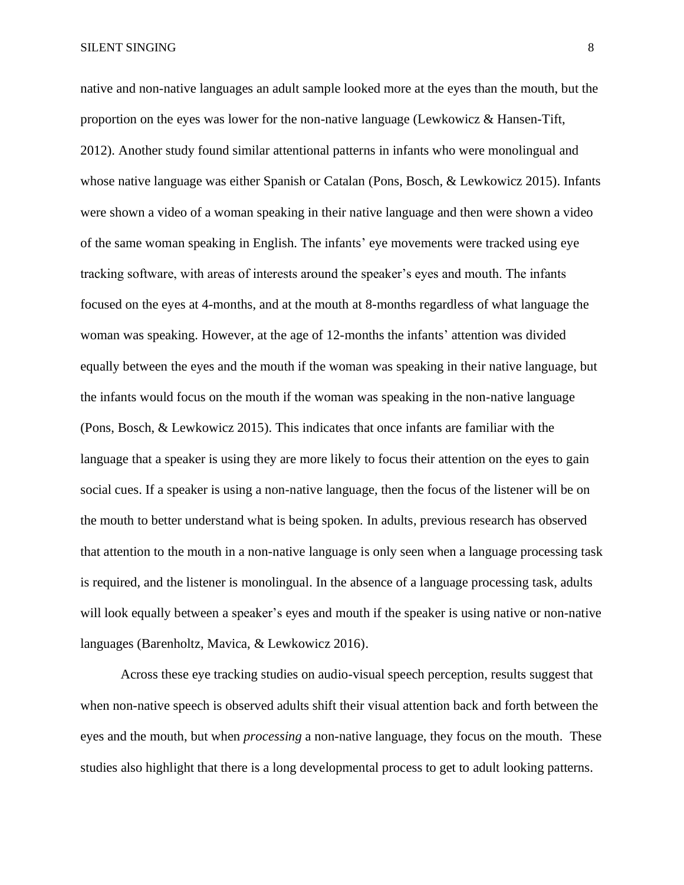native and non-native languages an adult sample looked more at the eyes than the mouth, but the proportion on the eyes was lower for the non-native language (Lewkowicz & Hansen-Tift, 2012). Another study found similar attentional patterns in infants who were monolingual and whose native language was either Spanish or Catalan (Pons, Bosch, & Lewkowicz 2015). Infants were shown a video of a woman speaking in their native language and then were shown a video of the same woman speaking in English. The infants' eye movements were tracked using eye tracking software, with areas of interests around the speaker's eyes and mouth. The infants focused on the eyes at 4-months, and at the mouth at 8-months regardless of what language the woman was speaking. However, at the age of 12-months the infants' attention was divided equally between the eyes and the mouth if the woman was speaking in their native language, but the infants would focus on the mouth if the woman was speaking in the non-native language (Pons, Bosch, & Lewkowicz 2015). This indicates that once infants are familiar with the language that a speaker is using they are more likely to focus their attention on the eyes to gain social cues. If a speaker is using a non-native language, then the focus of the listener will be on the mouth to better understand what is being spoken. In adults, previous research has observed that attention to the mouth in a non-native language is only seen when a language processing task is required, and the listener is monolingual. In the absence of a language processing task, adults will look equally between a speaker's eyes and mouth if the speaker is using native or non-native languages (Barenholtz, Mavica, & Lewkowicz 2016).

Across these eye tracking studies on audio-visual speech perception, results suggest that when non-native speech is observed adults shift their visual attention back and forth between the eyes and the mouth, but when *processing* a non-native language, they focus on the mouth. These studies also highlight that there is a long developmental process to get to adult looking patterns.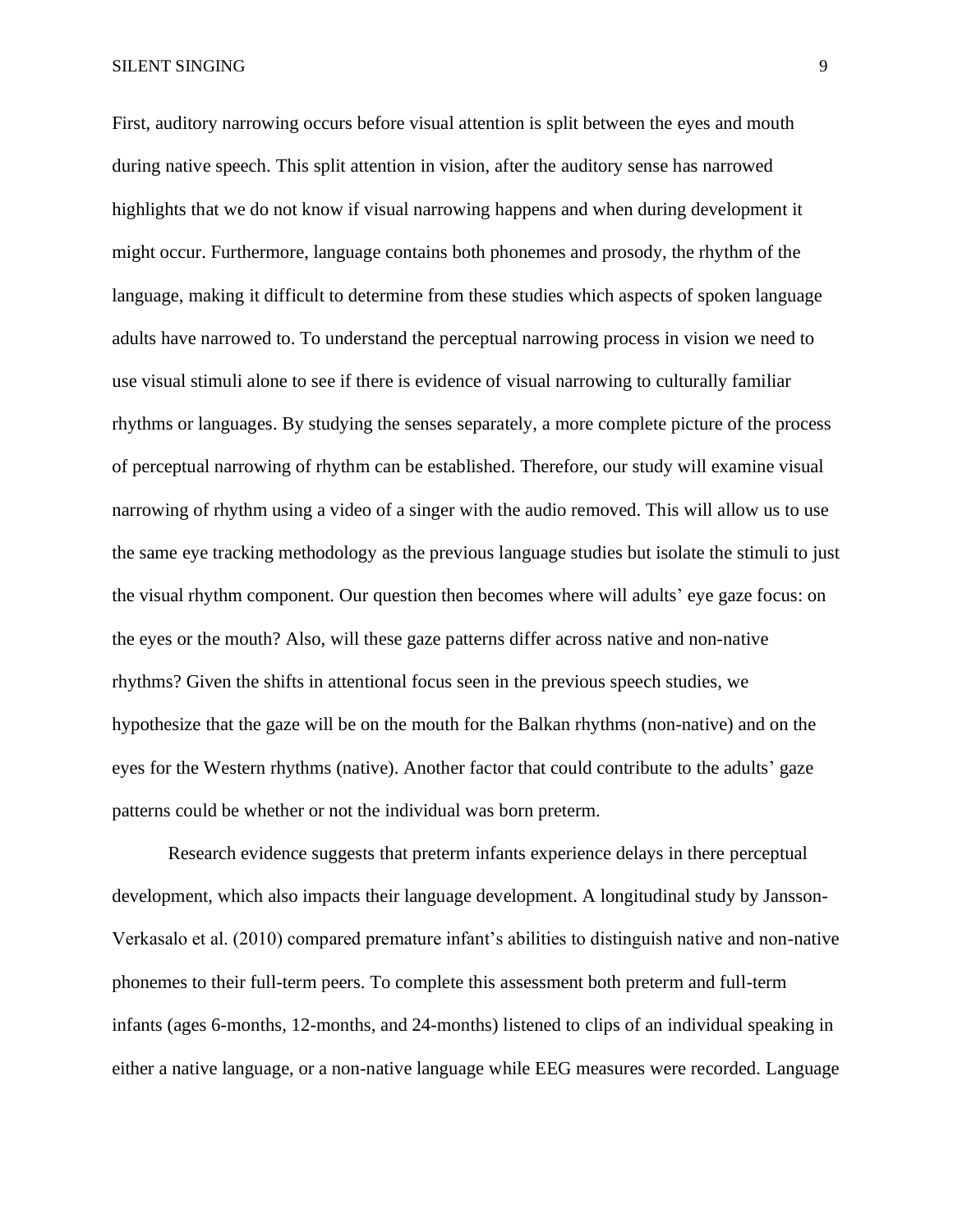First, auditory narrowing occurs before visual attention is split between the eyes and mouth during native speech. This split attention in vision, after the auditory sense has narrowed highlights that we do not know if visual narrowing happens and when during development it might occur. Furthermore, language contains both phonemes and prosody, the rhythm of the language, making it difficult to determine from these studies which aspects of spoken language adults have narrowed to. To understand the perceptual narrowing process in vision we need to use visual stimuli alone to see if there is evidence of visual narrowing to culturally familiar rhythms or languages. By studying the senses separately, a more complete picture of the process of perceptual narrowing of rhythm can be established. Therefore, our study will examine visual narrowing of rhythm using a video of a singer with the audio removed. This will allow us to use the same eye tracking methodology as the previous language studies but isolate the stimuli to just the visual rhythm component. Our question then becomes where will adults' eye gaze focus: on the eyes or the mouth? Also, will these gaze patterns differ across native and non-native rhythms? Given the shifts in attentional focus seen in the previous speech studies, we hypothesize that the gaze will be on the mouth for the Balkan rhythms (non-native) and on the eyes for the Western rhythms (native). Another factor that could contribute to the adults' gaze patterns could be whether or not the individual was born preterm.

Research evidence suggests that preterm infants experience delays in there perceptual development, which also impacts their language development. A longitudinal study by Jansson-Verkasalo et al. (2010) compared premature infant's abilities to distinguish native and non-native phonemes to their full-term peers. To complete this assessment both preterm and full-term infants (ages 6-months, 12-months, and 24-months) listened to clips of an individual speaking in either a native language, or a non-native language while EEG measures were recorded. Language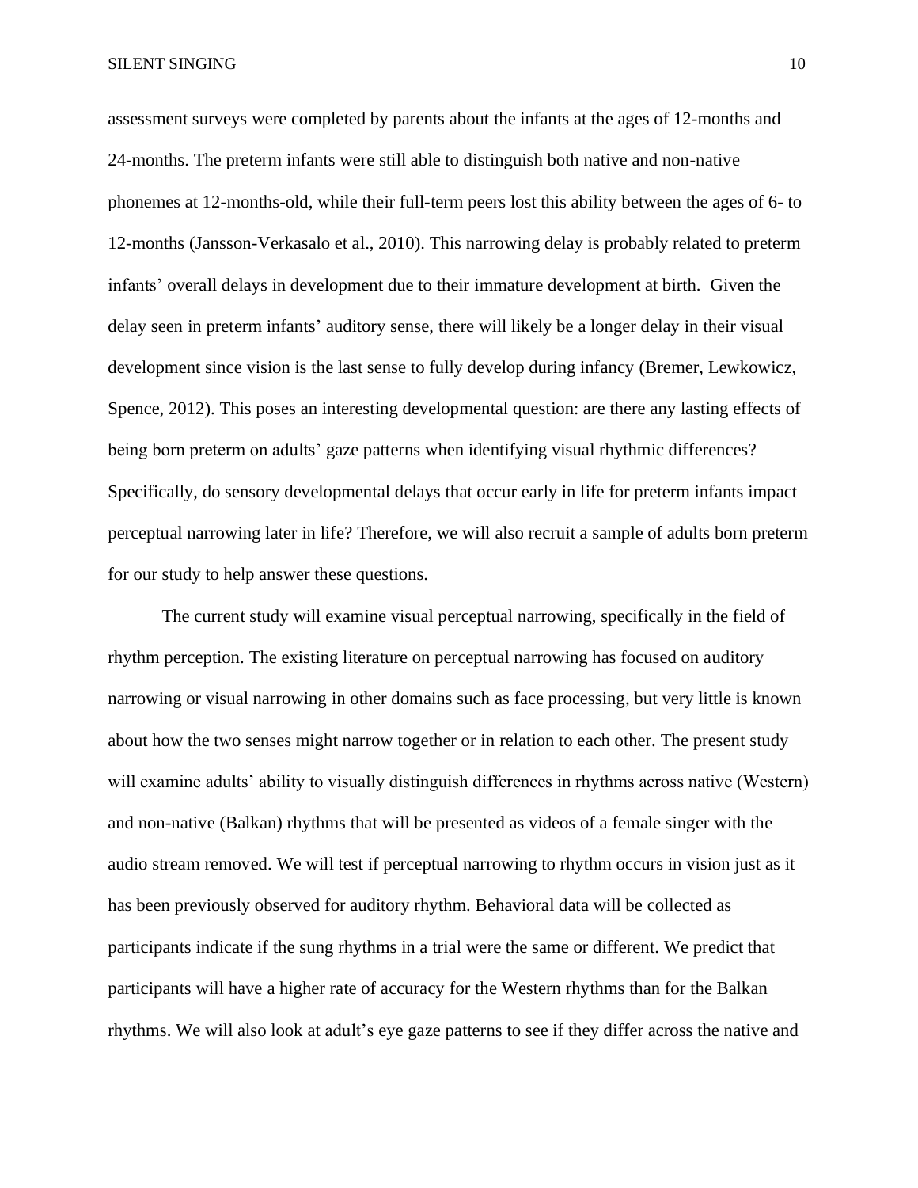assessment surveys were completed by parents about the infants at the ages of 12-months and 24-months. The preterm infants were still able to distinguish both native and non-native phonemes at 12-months-old, while their full-term peers lost this ability between the ages of 6- to 12-months (Jansson-Verkasalo et al., 2010). This narrowing delay is probably related to preterm infants' overall delays in development due to their immature development at birth. Given the delay seen in preterm infants' auditory sense, there will likely be a longer delay in their visual development since vision is the last sense to fully develop during infancy (Bremer, Lewkowicz, Spence, 2012). This poses an interesting developmental question: are there any lasting effects of being born preterm on adults' gaze patterns when identifying visual rhythmic differences? Specifically, do sensory developmental delays that occur early in life for preterm infants impact perceptual narrowing later in life? Therefore, we will also recruit a sample of adults born preterm for our study to help answer these questions.

The current study will examine visual perceptual narrowing, specifically in the field of rhythm perception. The existing literature on perceptual narrowing has focused on auditory narrowing or visual narrowing in other domains such as face processing, but very little is known about how the two senses might narrow together or in relation to each other. The present study will examine adults' ability to visually distinguish differences in rhythms across native (Western) and non-native (Balkan) rhythms that will be presented as videos of a female singer with the audio stream removed. We will test if perceptual narrowing to rhythm occurs in vision just as it has been previously observed for auditory rhythm. Behavioral data will be collected as participants indicate if the sung rhythms in a trial were the same or different. We predict that participants will have a higher rate of accuracy for the Western rhythms than for the Balkan rhythms. We will also look at adult's eye gaze patterns to see if they differ across the native and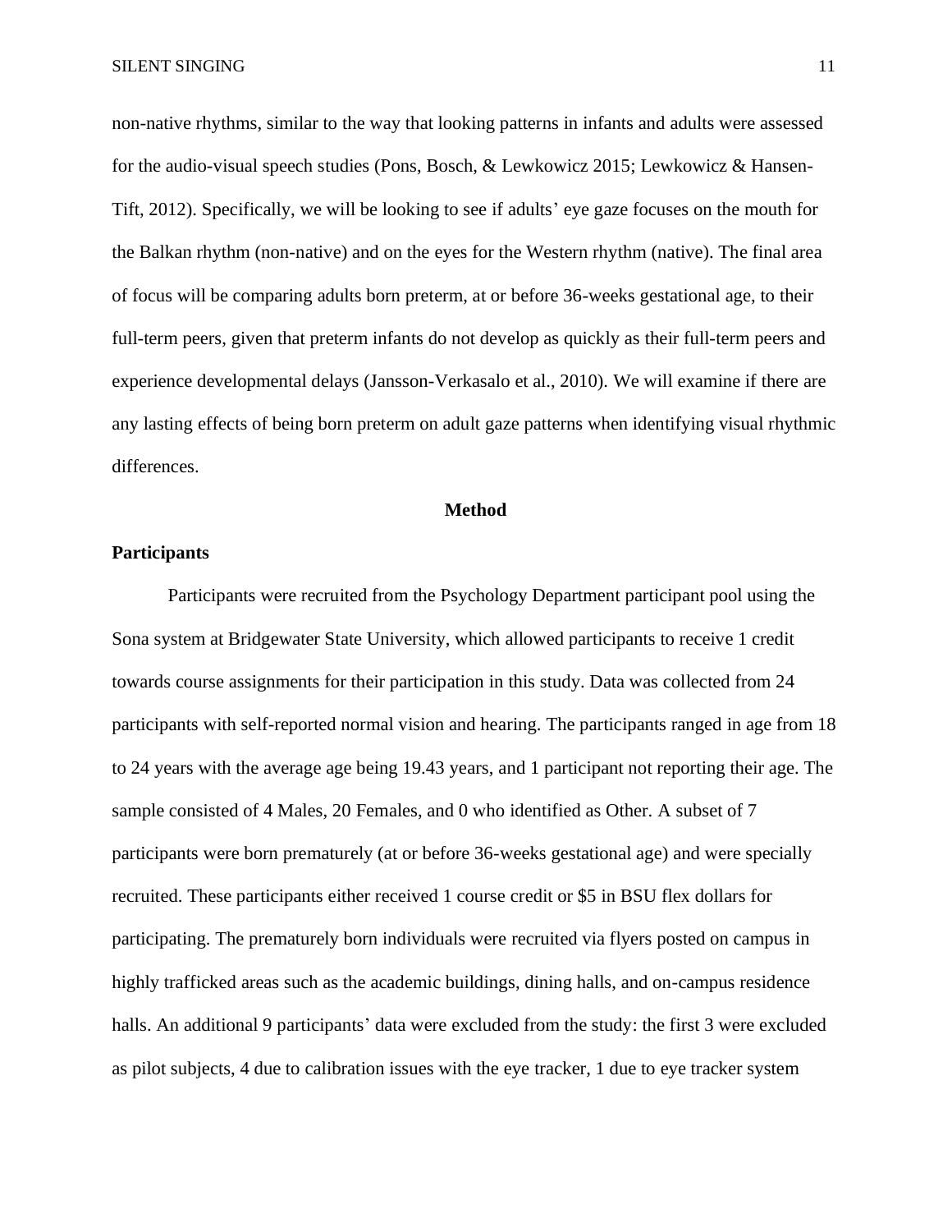non-native rhythms, similar to the way that looking patterns in infants and adults were assessed for the audio-visual speech studies (Pons, Bosch, & Lewkowicz 2015; Lewkowicz & Hansen-Tift, 2012). Specifically, we will be looking to see if adults' eye gaze focuses on the mouth for the Balkan rhythm (non-native) and on the eyes for the Western rhythm (native). The final area of focus will be comparing adults born preterm, at or before 36-weeks gestational age, to their full-term peers, given that preterm infants do not develop as quickly as their full-term peers and experience developmental delays (Jansson-Verkasalo et al., 2010). We will examine if there are any lasting effects of being born preterm on adult gaze patterns when identifying visual rhythmic differences.

# Method

## Participants

Participants were recruited from the Psychology Department participant pool using the Sona system at Bridgewater State University, which allowed participants to receive 1 credit towards course assignments for their participation in this study. Data was collected from 24 participants with self-reported normal vision and hearing. The participants ranged in age from 18 to 24 years with the average age being 19.43 years, and 1 participant not reporting their age. The sample consisted of 4 Males, 20 Females, and 0 who identified as Other. A subset of 7 participants were born prematurely (at or before 36-weeks gestational age) and were specially recruited. These participants either received 1 course credit or $5 in BSU flex dollars for participating. The prematurely born individuals were recruited via flyers posted on campus in highly trafficked areas such as the academic buildings, dining halls, and on-campus residence halls. An additional 9 participants' data were excluded from the study: the first 3 were excluded as pilot subjects, 4 due to calibration issues with the eye tracker, 1 due to eye tracker system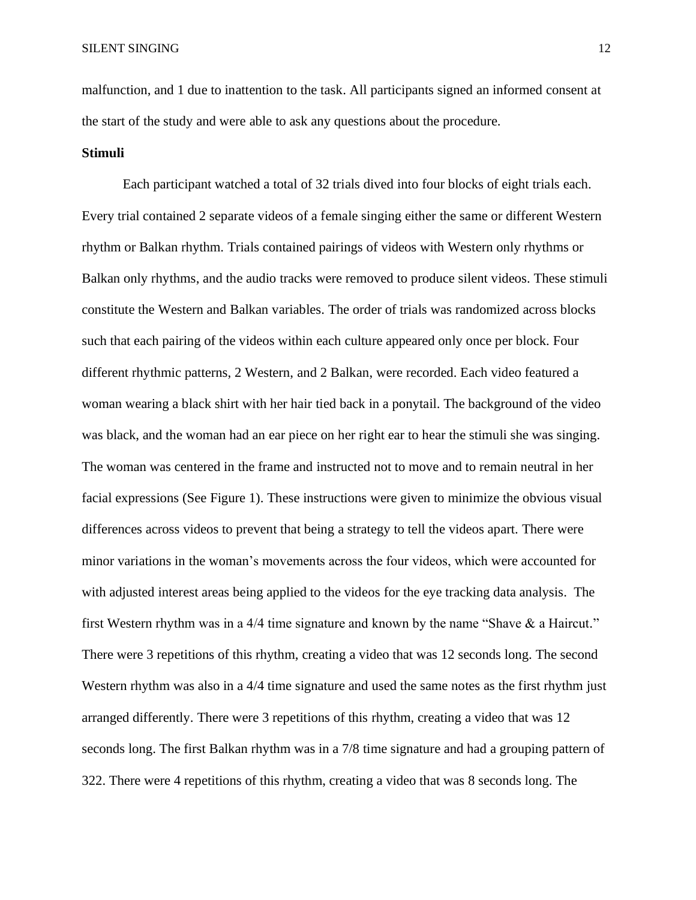malfunction, and 1 due to inattention to the task. All participants signed an informed consent at the start of the study and were able to ask any questions about the procedure.

**Stimuli**

Each participant watched a total of 32 trials dived into four blocks of eight trials each. Every trial contained 2 separate videos of a female singing either the same or different Western rhythm or Balkan rhythm. Trials contained pairings of videos with Western only rhythms or Balkan only rhythms, and the audio tracks were removed to produce silent videos. These stimuli constitute the Western and Balkan variables. The order of trials was randomized across blocks such that each pairing of the videos within each culture appeared only once per block. Four different rhythmic patterns, 2 Western, and 2 Balkan, were recorded. Each video featured a woman wearing a black shirt with her hair tied back in a ponytail. The background of the video was black, and the woman had an ear piece on her right ear to hear the stimuli she was singing. The woman was centered in the frame and instructed not to move and to remain neutral in her facial expressions (See Figure 1). These instructions were given to minimize the obvious visual differences across videos to prevent that being a strategy to tell the videos apart. There were minor variations in the woman's movements across the four videos, which were accounted for with adjusted interest areas being applied to the videos for the eye tracking data analysis. The first Western rhythm was in a 4/4 time signature and known by the name "Shave & a Haircut." There were 3 repetitions of this rhythm, creating a video that was 12 seconds long. The second Western rhythm was also in a 4/4 time signature and used the same notes as the first rhythm just arranged differently. There were 3 repetitions of this rhythm, creating a video that was 12 seconds long. The first Balkan rhythm was in a 7/8 time signature and had a grouping pattern of 322. There were 4 repetitions of this rhythm, creating a video that was 8 seconds long. The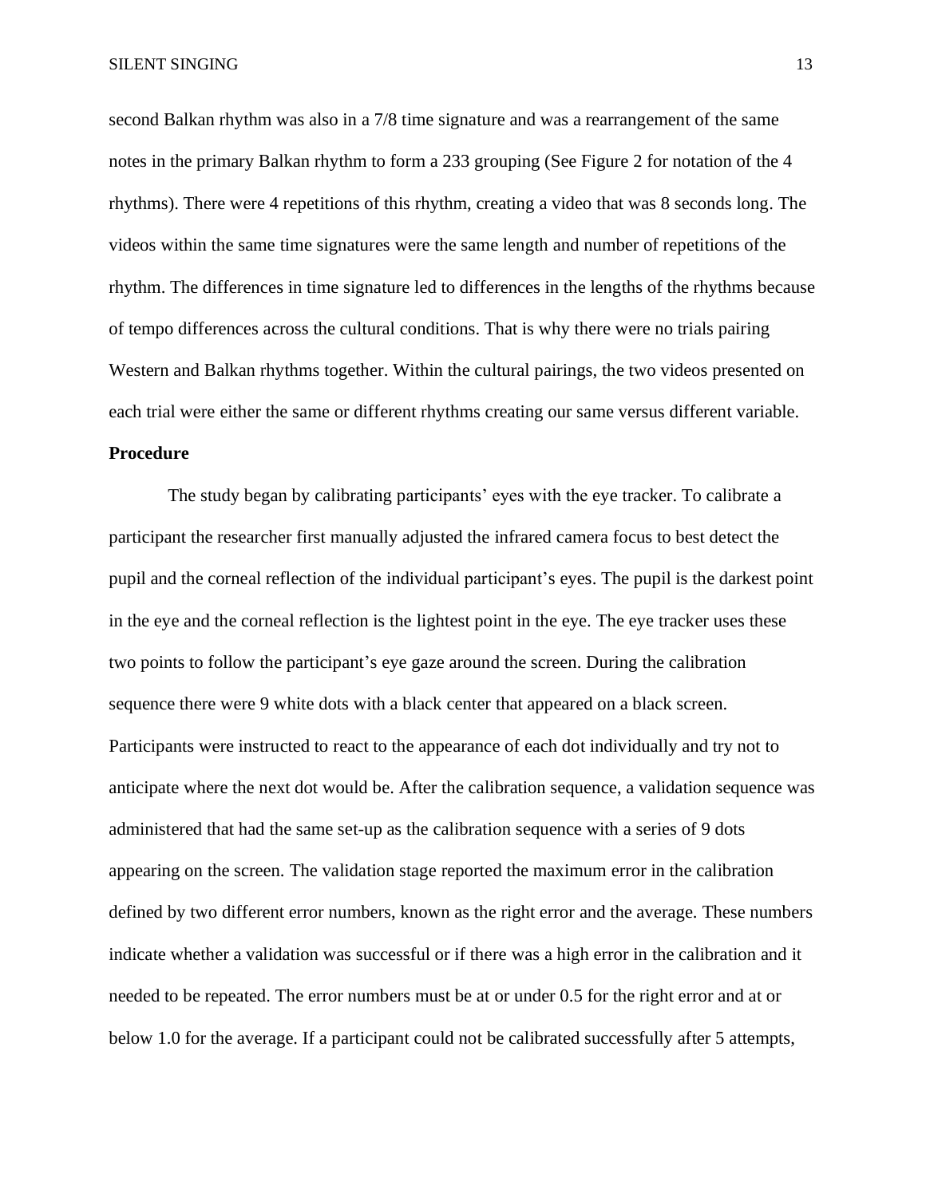second Balkan rhythm was also in a 7/8 time signature and was a rearrangement of the same notes in the primary Balkan rhythm to form a 233 grouping (See Figure 2 for notation of the 4 rhythms). There were 4 repetitions of this rhythm, creating a video that was 8 seconds long. The videos within the same time signatures were the same length and number of repetitions of the rhythm. The differences in time signature led to differences in the lengths of the rhythms because of tempo differences across the cultural conditions. That is why there were no trials pairing Western and Balkan rhythms together. Within the cultural pairings, the two videos presented on each trial were either the same or different rhythms creating our same versus different variable.

**Procedure**

The study began by calibrating participants' eyes with the eye tracker. To calibrate a participant the researcher first manually adjusted the infrared camera focus to best detect the pupil and the corneal reflection of the individual participant's eyes. The pupil is the darkest point in the eye and the corneal reflection is the lightest point in the eye. The eye tracker uses these two points to follow the participant's eye gaze around the screen. During the calibration sequence there were 9 white dots with a black center that appeared on a black screen. Participants were instructed to react to the appearance of each dot individually and try not to anticipate where the next dot would be. After the calibration sequence, a validation sequence was administered that had the same set-up as the calibration sequence with a series of 9 dots appearing on the screen. The validation stage reported the maximum error in the calibration defined by two different error numbers, known as the right error and the average. These numbers indicate whether a validation was successful or if there was a high error in the calibration and it needed to be repeated. The error numbers must be at or under 0.5 for the right error and at or below 1.0 for the average. If a participant could not be calibrated successfully after 5 attempts,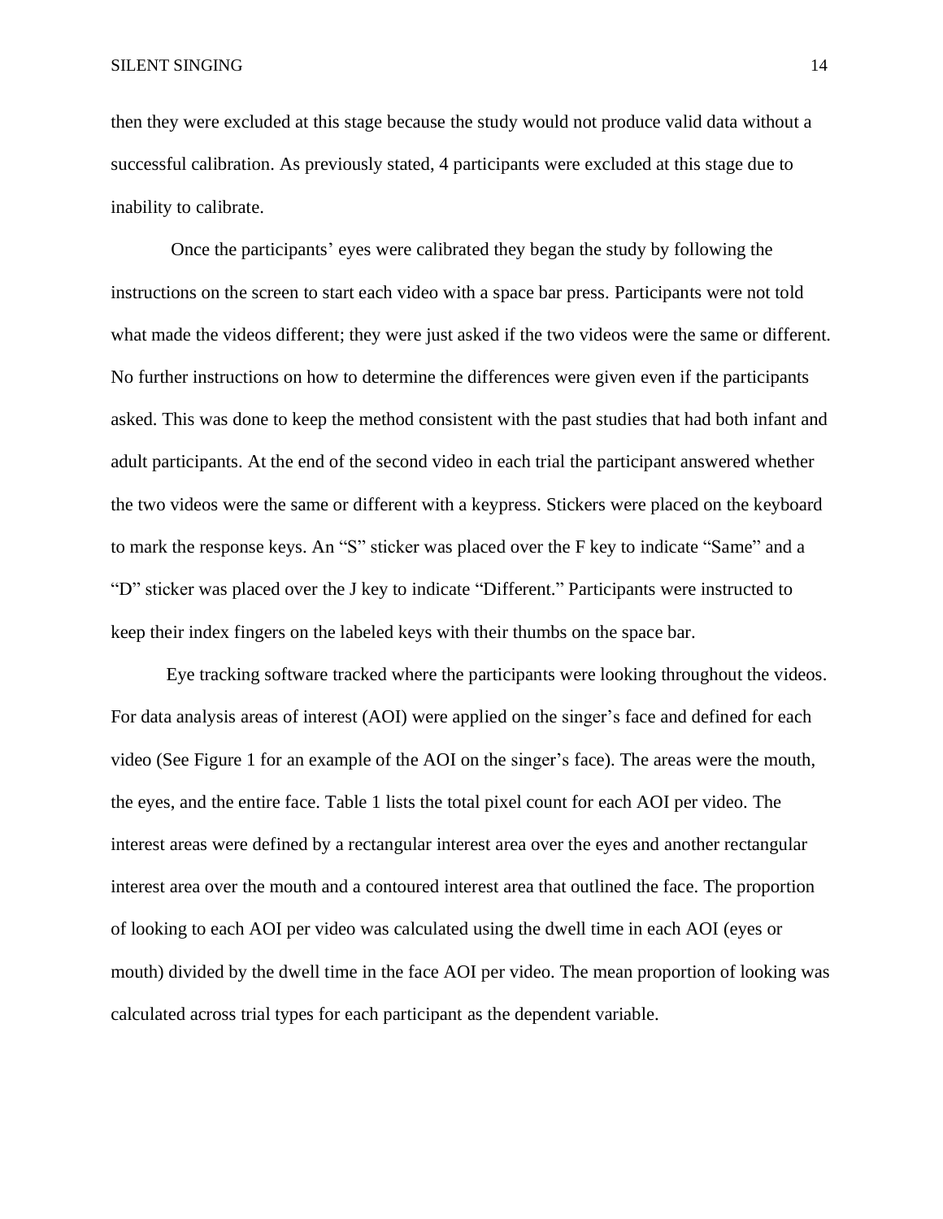then they were excluded at this stage because the study would not produce valid data without a successful calibration. As previously stated, 4 participants were excluded at this stage due to inability to calibrate.

Once the participants' eyes were calibrated they began the study by following the instructions on the screen to start each video with a space bar press. Participants were not told what made the videos different; they were just asked if the two videos were the same or different. No further instructions on how to determine the differences were given even if the participants asked. This was done to keep the method consistent with the past studies that had both infant and adult participants. At the end of the second video in each trial the participant answered whether the two videos were the same or different with a keypress. Stickers were placed on the keyboard to mark the response keys. An "S" sticker was placed over the F key to indicate "Same" and a "D" sticker was placed over the J key to indicate "Different." Participants were instructed to keep their index fingers on the labeled keys with their thumbs on the space bar.

Eye tracking software tracked where the participants were looking throughout the videos. For data analysis areas of interest (AOI) were applied on the singer's face and defined for each video (See Figure 1 for an example of the AOI on the singer's face). The areas were the mouth, the eyes, and the entire face. Table 1 lists the total pixel count for each AOI per video. The interest areas were defined by a rectangular interest area over the eyes and another rectangular interest area over the mouth and a contoured interest area that outlined the face. The proportion of looking to each AOI per video was calculated using the dwell time in each AOI (eyes or mouth) divided by the dwell time in the face AOI per video. The mean proportion of looking was calculated across trial types for each participant as the dependent variable.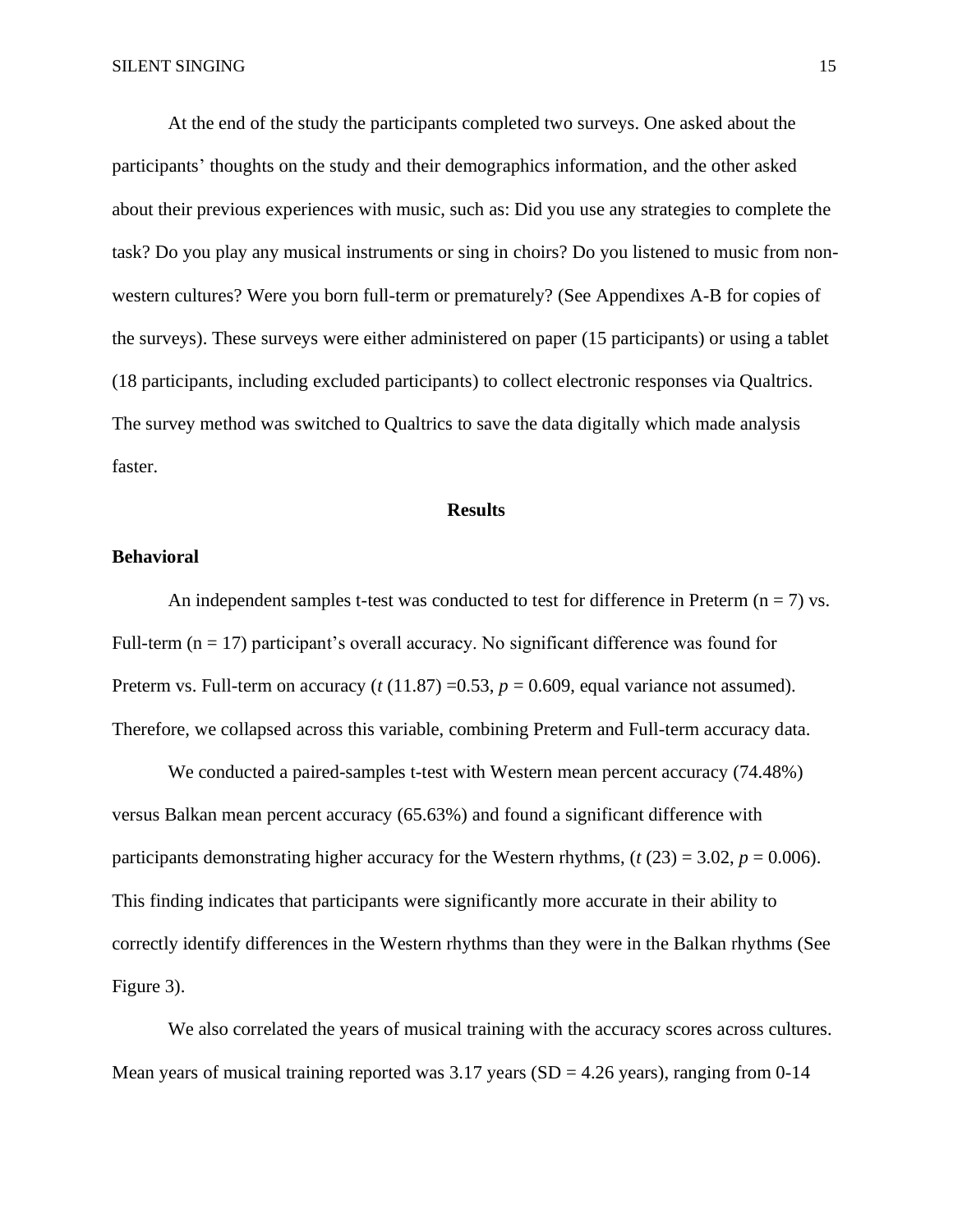At the end of the study the participants completed two surveys. One asked about the participants' thoughts on the study and their demographics information, and the other asked about their previous experiences with music, such as: Did you use any strategies to complete the task? Do you play any musical instruments or sing in choirs? Do you listened to music from non-western cultures? Were you born full-term or prematurely? (See Appendixes A-B for copies of the surveys). These surveys were either administered on paper (15 participants) or using a tablet (18 participants, including excluded participants) to collect electronic responses via Qualtrics. The survey method was switched to Qualtrics to save the data digitally which made analysis faster.

## Results

### Behavioral

An independent samples t-test was conducted to test for difference in Preterm ($n = 7$) vs. Full-term ($n = 17$) participant's overall accuracy. No significant difference was found for Preterm vs. Full-term on accuracy ($t\,(11.87) = 0.53$, $p = 0.609$, equal variance not assumed). Therefore, we collapsed across this variable, combining Preterm and Full-term accuracy data.

We conducted a paired-samples t-test with Western mean percent accuracy (74.48%) versus Balkan mean percent accuracy (65.63%) and found a significant difference with participants demonstrating higher accuracy for the Western rhythms, ($t\,(23) = 3.02$, $p = 0.006$). This finding indicates that participants were significantly more accurate in their ability to correctly identify differences in the Western rhythms than they were in the Balkan rhythms (See Figure 3).

We also correlated the years of musical training with the accuracy scores across cultures. Mean years of musical training reported was 3.17 years (SD = 4.26 years), ranging from 0-14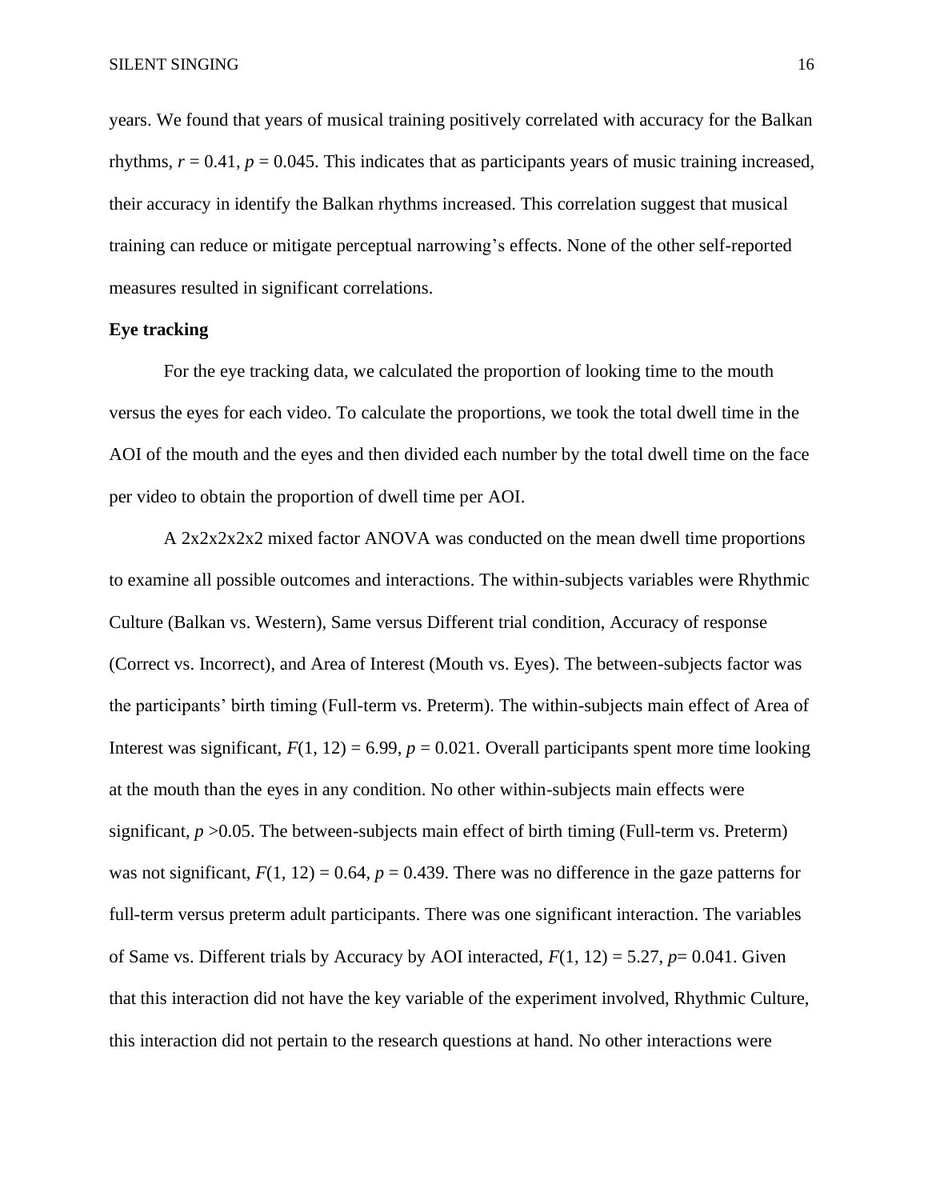years. We found that years of musical training positively correlated with accuracy for the Balkan rhythms, $r = 0.41$, $p = 0.045$. This indicates that as participants years of music training increased, their accuracy in identify the Balkan rhythms increased. This correlation suggest that musical training can reduce or mitigate perceptual narrowing's effects. None of the other self-reported measures resulted in significant correlations.

**Eye tracking**

For the eye tracking data, we calculated the proportion of looking time to the mouth versus the eyes for each video. To calculate the proportions, we took the total dwell time in the AOI of the mouth and the eyes and then divided each number by the total dwell time on the face per video to obtain the proportion of dwell time per AOI.

A 2x2x2x2x2 mixed factor ANOVA was conducted on the mean dwell time proportions to examine all possible outcomes and interactions. The within-subjects variables were Rhythmic Culture (Balkan vs. Western), Same versus Different trial condition, Accuracy of response (Correct vs. Incorrect), and Area of Interest (Mouth vs. Eyes). The between-subjects factor was the participants' birth timing (Full-term vs. Preterm). The within-subjects main effect of Area of Interest was significant, $F(1, 12) = 6.99$, $p = 0.021$. Overall participants spent more time looking at the mouth than the eyes in any condition. No other within-subjects main effects were significant, $p > 0.05$. The between-subjects main effect of birth timing (Full-term vs. Preterm) was not significant, $F(1, 12) = 0.64$, $p = 0.439$. There was no difference in the gaze patterns for full-term versus preterm adult participants. There was one significant interaction. The variables of Same vs. Different trials by Accuracy by AOI interacted, $F(1, 12) = 5.27$, $p = 0.041$. Given that this interaction did not have the key variable of the experiment involved, Rhythmic Culture, this interaction did not pertain to the research questions at hand. No other interactions were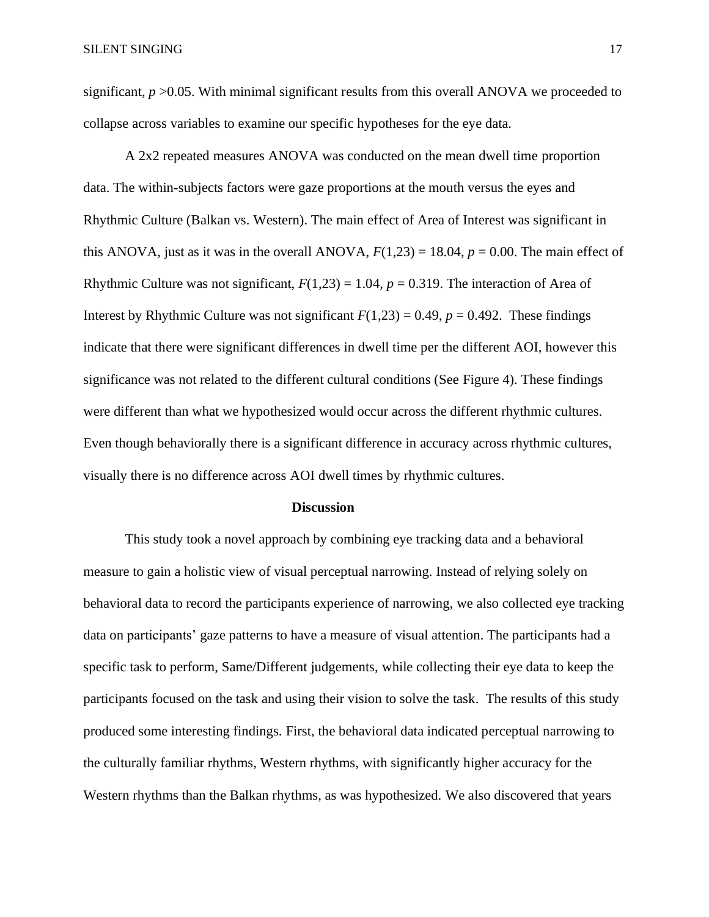significant, $p > 0.05$. With minimal significant results from this overall ANOVA we proceeded to collapse across variables to examine our specific hypotheses for the eye data.

A 2x2 repeated measures ANOVA was conducted on the mean dwell time proportion data. The within-subjects factors were gaze proportions at the mouth versus the eyes and Rhythmic Culture (Balkan vs. Western). The main effect of Area of Interest was significant in this ANOVA, just as it was in the overall ANOVA, $F(1,23) = 18.04$, $p = 0.00$. The main effect of Rhythmic Culture was not significant, $F(1,23) = 1.04$, $p = 0.319$. The interaction of Area of Interest by Rhythmic Culture was not significant $F(1,23) = 0.49$, $p = 0.492$. These findings indicate that there were significant differences in dwell time per the different AOI, however this significance was not related to the different cultural conditions (See Figure 4). These findings were different than what we hypothesized would occur across the different rhythmic cultures. Even though behaviorally there is a significant difference in accuracy across rhythmic cultures, visually there is no difference across AOI dwell times by rhythmic cultures.

## Discussion

This study took a novel approach by combining eye tracking data and a behavioral measure to gain a holistic view of visual perceptual narrowing. Instead of relying solely on behavioral data to record the participants experience of narrowing, we also collected eye tracking data on participants' gaze patterns to have a measure of visual attention. The participants had a specific task to perform, Same/Different judgements, while collecting their eye data to keep the participants focused on the task and using their vision to solve the task. The results of this study produced some interesting findings. First, the behavioral data indicated perceptual narrowing to the culturally familiar rhythms, Western rhythms, with significantly higher accuracy for the Western rhythms than the Balkan rhythms, as was hypothesized. We also discovered that years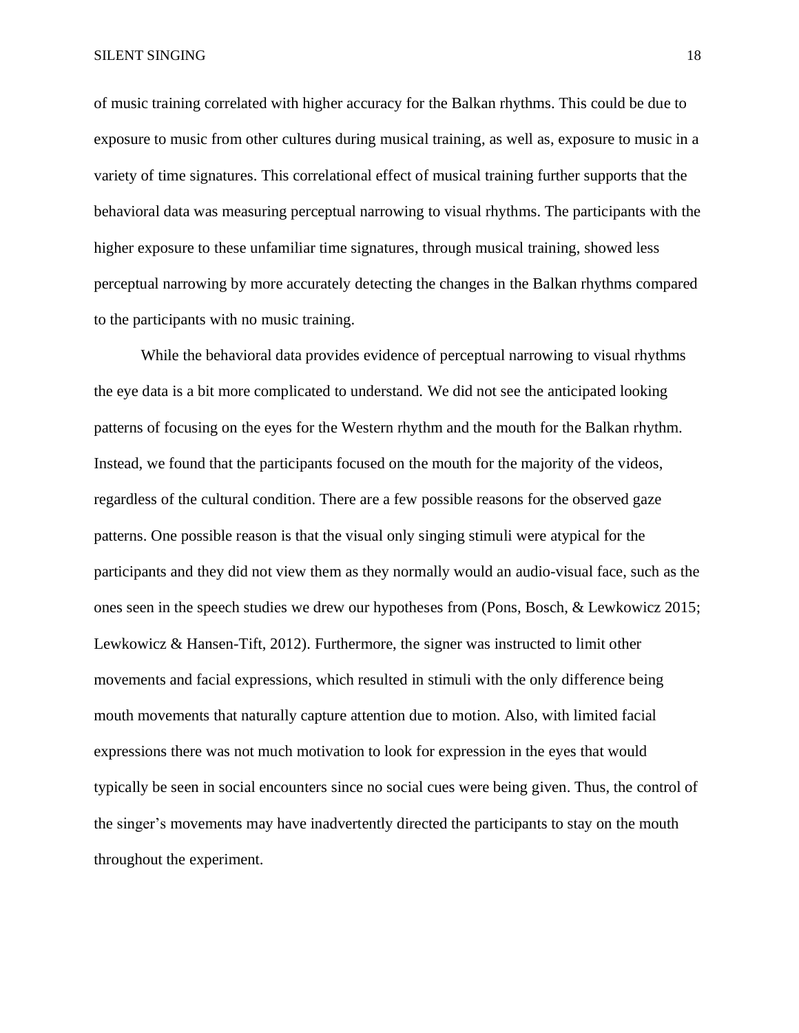of music training correlated with higher accuracy for the Balkan rhythms. This could be due to exposure to music from other cultures during musical training, as well as, exposure to music in a variety of time signatures. This correlational effect of musical training further supports that the behavioral data was measuring perceptual narrowing to visual rhythms. The participants with the higher exposure to these unfamiliar time signatures, through musical training, showed less perceptual narrowing by more accurately detecting the changes in the Balkan rhythms compared to the participants with no music training.

While the behavioral data provides evidence of perceptual narrowing to visual rhythms the eye data is a bit more complicated to understand. We did not see the anticipated looking patterns of focusing on the eyes for the Western rhythm and the mouth for the Balkan rhythm. Instead, we found that the participants focused on the mouth for the majority of the videos, regardless of the cultural condition. There are a few possible reasons for the observed gaze patterns. One possible reason is that the visual only singing stimuli were atypical for the participants and they did not view them as they normally would an audio-visual face, such as the ones seen in the speech studies we drew our hypotheses from (Pons, Bosch, & Lewkowicz 2015; Lewkowicz & Hansen-Tift, 2012). Furthermore, the signer was instructed to limit other movements and facial expressions, which resulted in stimuli with the only difference being mouth movements that naturally capture attention due to motion. Also, with limited facial expressions there was not much motivation to look for expression in the eyes that would typically be seen in social encounters since no social cues were being given. Thus, the control of the singer's movements may have inadvertently directed the participants to stay on the mouth throughout the experiment.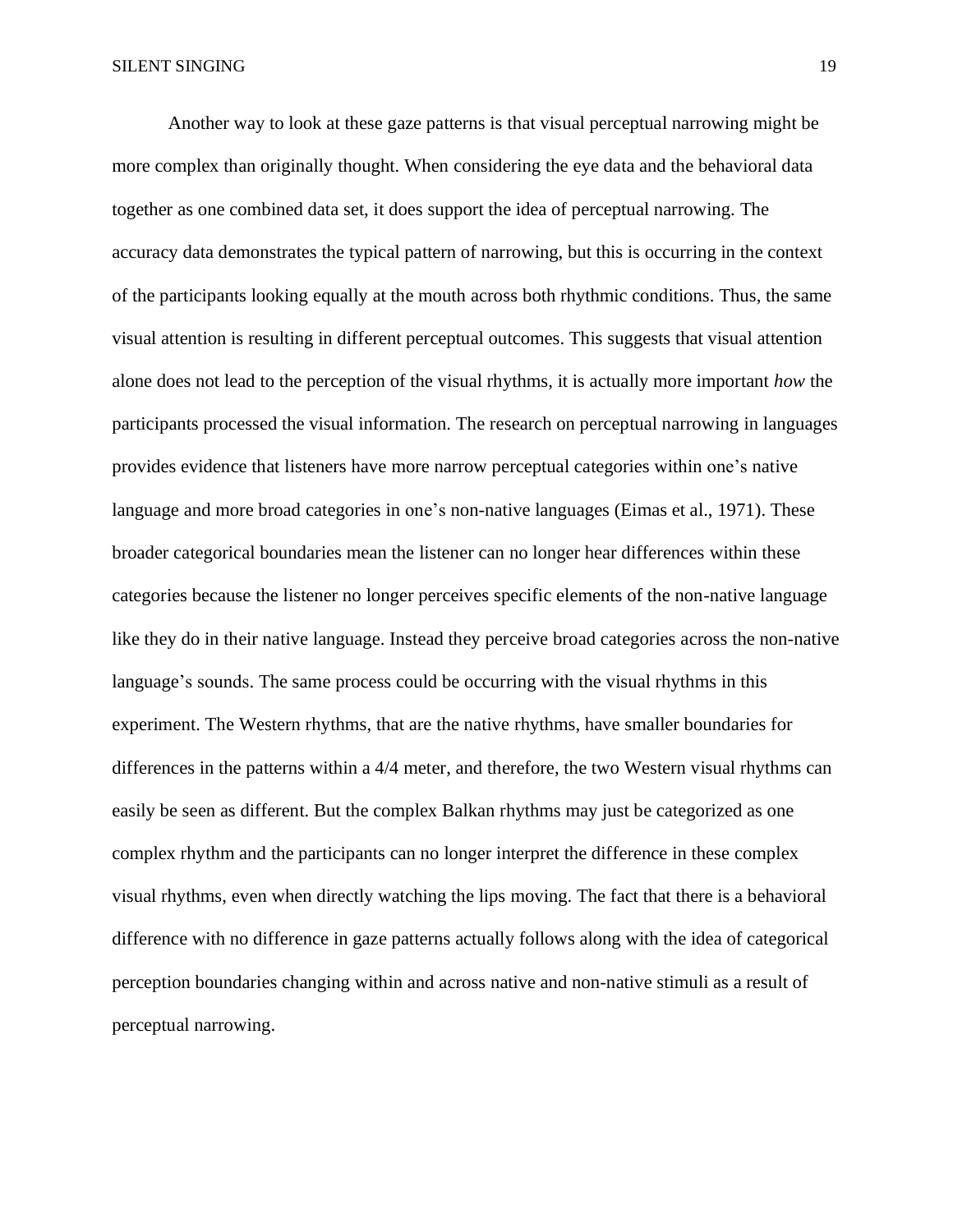Another way to look at these gaze patterns is that visual perceptual narrowing might be more complex than originally thought. When considering the eye data and the behavioral data together as one combined data set, it does support the idea of perceptual narrowing. The accuracy data demonstrates the typical pattern of narrowing, but this is occurring in the context of the participants looking equally at the mouth across both rhythmic conditions. Thus, the same visual attention is resulting in different perceptual outcomes. This suggests that visual attention alone does not lead to the perception of the visual rhythms, it is actually more important *how* the participants processed the visual information. The research on perceptual narrowing in languages provides evidence that listeners have more narrow perceptual categories within one's native language and more broad categories in one's non-native languages (Eimas et al., 1971). These broader categorical boundaries mean the listener can no longer hear differences within these categories because the listener no longer perceives specific elements of the non-native language like they do in their native language. Instead they perceive broad categories across the non-native language's sounds. The same process could be occurring with the visual rhythms in this experiment. The Western rhythms, that are the native rhythms, have smaller boundaries for differences in the patterns within a 4/4 meter, and therefore, the two Western visual rhythms can easily be seen as different. But the complex Balkan rhythms may just be categorized as one complex rhythm and the participants can no longer interpret the difference in these complex visual rhythms, even when directly watching the lips moving. The fact that there is a behavioral difference with no difference in gaze patterns actually follows along with the idea of categorical perception boundaries changing within and across native and non-native stimuli as a result of perceptual narrowing.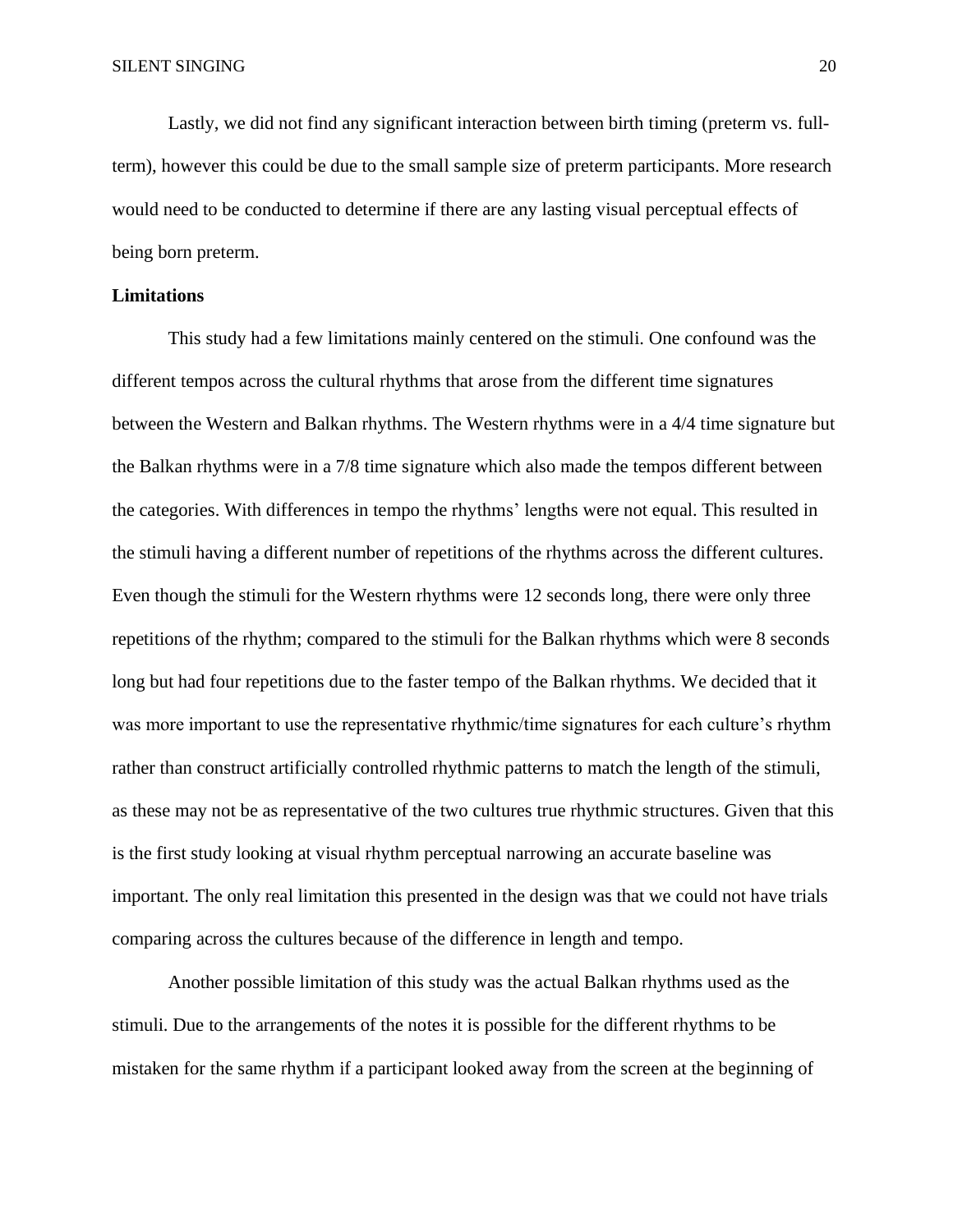Lastly, we did not find any significant interaction between birth timing (preterm vs. full-term), however this could be due to the small sample size of preterm participants. More research would need to be conducted to determine if there are any lasting visual perceptual effects of being born preterm.

**Limitations**

This study had a few limitations mainly centered on the stimuli. One confound was the different tempos across the cultural rhythms that arose from the different time signatures between the Western and Balkan rhythms. The Western rhythms were in a 4/4 time signature but the Balkan rhythms were in a 7/8 time signature which also made the tempos different between the categories. With differences in tempo the rhythms' lengths were not equal. This resulted in the stimuli having a different number of repetitions of the rhythms across the different cultures. Even though the stimuli for the Western rhythms were 12 seconds long, there were only three repetitions of the rhythm; compared to the stimuli for the Balkan rhythms which were 8 seconds long but had four repetitions due to the faster tempo of the Balkan rhythms. We decided that it was more important to use the representative rhythmic/time signatures for each culture's rhythm rather than construct artificially controlled rhythmic patterns to match the length of the stimuli, as these may not be as representative of the two cultures true rhythmic structures. Given that this is the first study looking at visual rhythm perceptual narrowing an accurate baseline was important. The only real limitation this presented in the design was that we could not have trials comparing across the cultures because of the difference in length and tempo.

Another possible limitation of this study was the actual Balkan rhythms used as the stimuli. Due to the arrangements of the notes it is possible for the different rhythms to be mistaken for the same rhythm if a participant looked away from the screen at the beginning of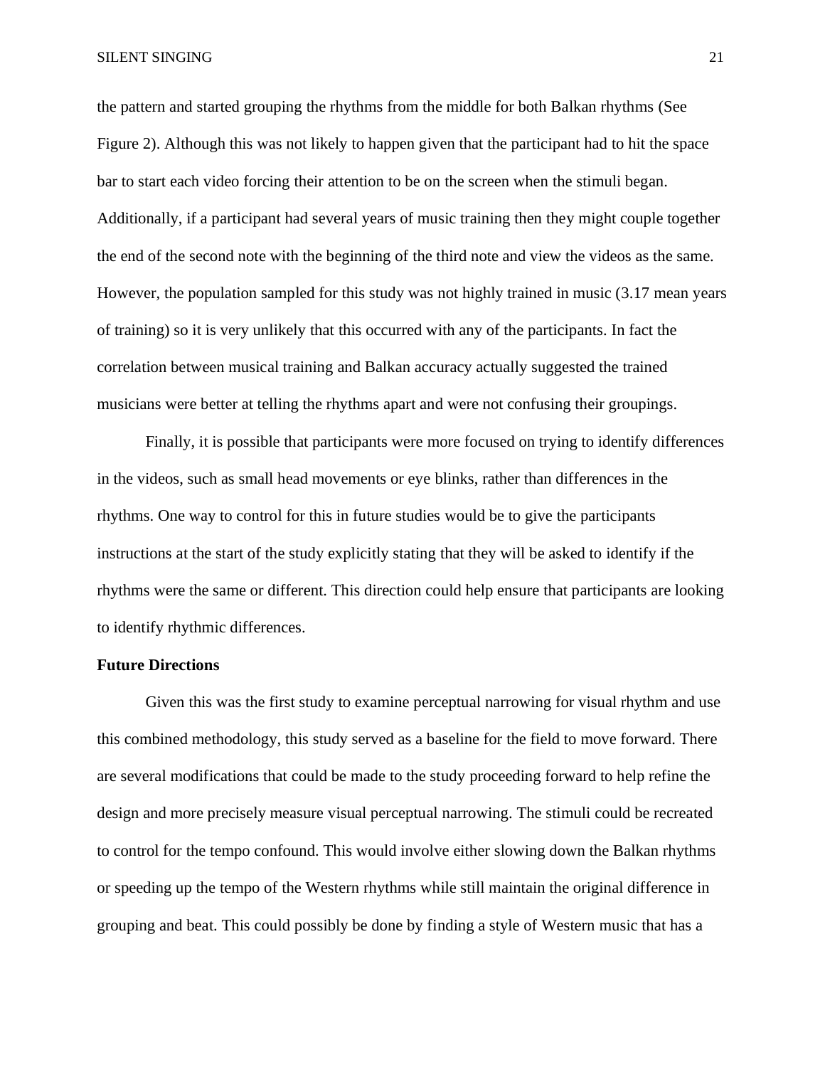the pattern and started grouping the rhythms from the middle for both Balkan rhythms (See Figure 2). Although this was not likely to happen given that the participant had to hit the space bar to start each video forcing their attention to be on the screen when the stimuli began. Additionally, if a participant had several years of music training then they might couple together the end of the second note with the beginning of the third note and view the videos as the same. However, the population sampled for this study was not highly trained in music (3.17 mean years of training) so it is very unlikely that this occurred with any of the participants. In fact the correlation between musical training and Balkan accuracy actually suggested the trained musicians were better at telling the rhythms apart and were not confusing their groupings.

Finally, it is possible that participants were more focused on trying to identify differences in the videos, such as small head movements or eye blinks, rather than differences in the rhythms. One way to control for this in future studies would be to give the participants instructions at the start of the study explicitly stating that they will be asked to identify if the rhythms were the same or different. This direction could help ensure that participants are looking to identify rhythmic differences.

## Future Directions

Given this was the first study to examine perceptual narrowing for visual rhythm and use this combined methodology, this study served as a baseline for the field to move forward. There are several modifications that could be made to the study proceeding forward to help refine the design and more precisely measure visual perceptual narrowing. The stimuli could be recreated to control for the tempo confound. This would involve either slowing down the Balkan rhythms or speeding up the tempo of the Western rhythms while still maintain the original difference in grouping and beat. This could possibly be done by finding a style of Western music that has a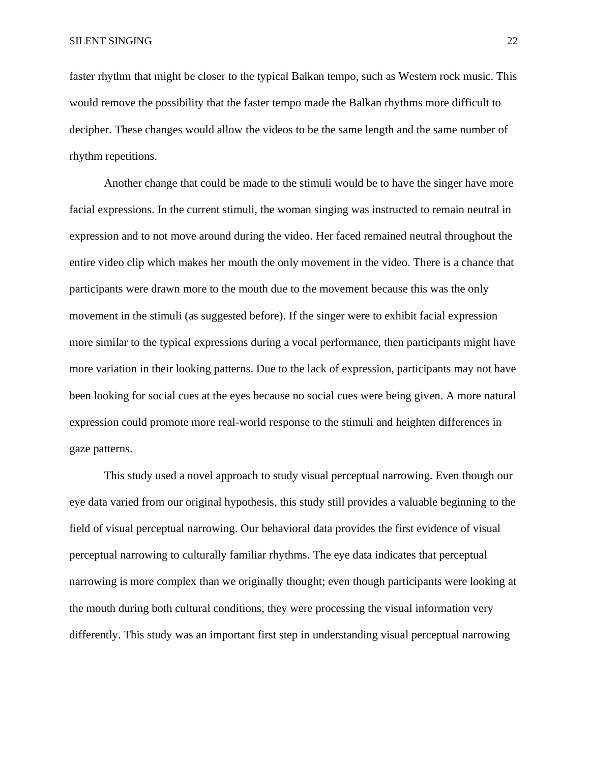faster rhythm that might be closer to the typical Balkan tempo, such as Western rock music. This would remove the possibility that the faster tempo made the Balkan rhythms more difficult to decipher. These changes would allow the videos to be the same length and the same number of rhythm repetitions.

Another change that could be made to the stimuli would be to have the singer have more facial expressions. In the current stimuli, the woman singing was instructed to remain neutral in expression and to not move around during the video. Her faced remained neutral throughout the entire video clip which makes her mouth the only movement in the video. There is a chance that participants were drawn more to the mouth due to the movement because this was the only movement in the stimuli (as suggested before). If the singer were to exhibit facial expression more similar to the typical expressions during a vocal performance, then participants might have more variation in their looking patterns. Due to the lack of expression, participants may not have been looking for social cues at the eyes because no social cues were being given. A more natural expression could promote more real-world response to the stimuli and heighten differences in gaze patterns.

This study used a novel approach to study visual perceptual narrowing. Even though our eye data varied from our original hypothesis, this study still provides a valuable beginning to the field of visual perceptual narrowing. Our behavioral data provides the first evidence of visual perceptual narrowing to culturally familiar rhythms. The eye data indicates that perceptual narrowing is more complex than we originally thought; even though participants were looking at the mouth during both cultural conditions, they were processing the visual information very differently. This study was an important first step in understanding visual perceptual narrowing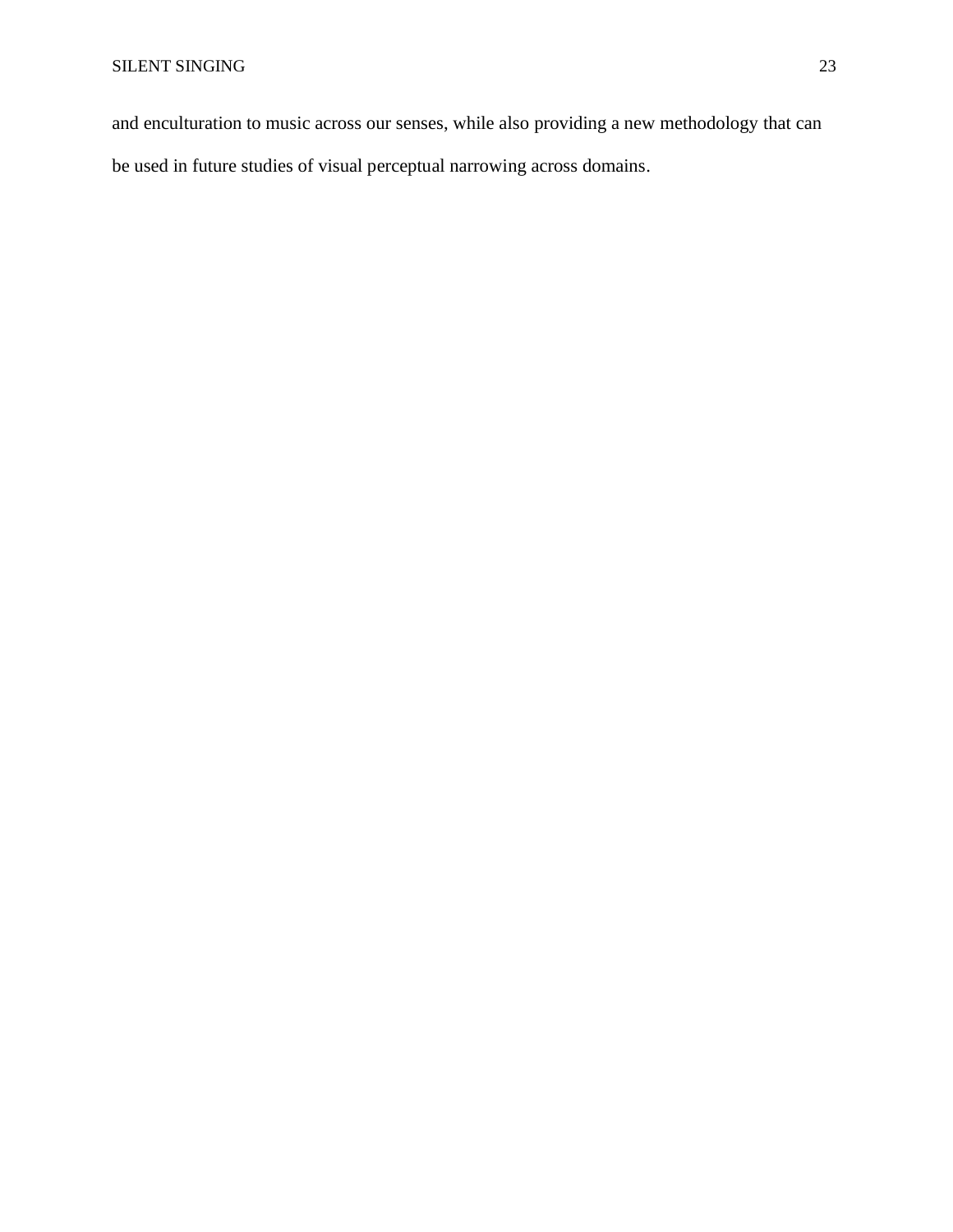and enculturation to music across our senses, while also providing a new methodology that can be used in future studies of visual perceptual narrowing across domains.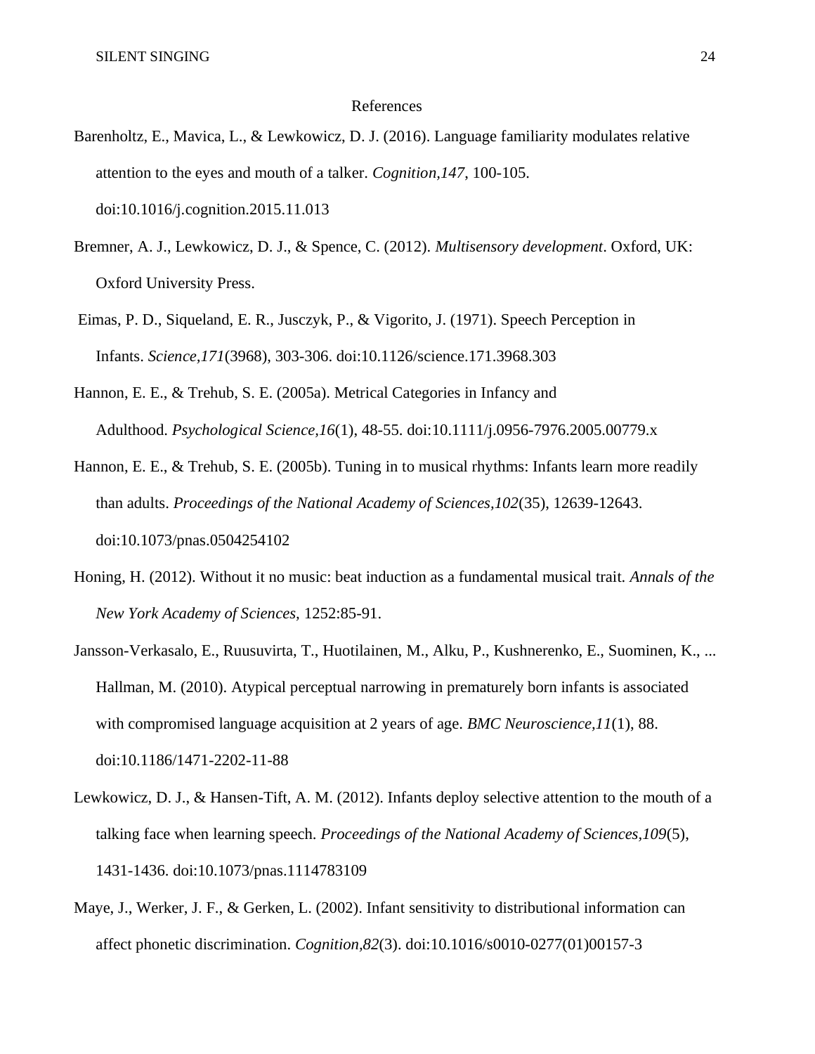# References

Barenholtz, E., Mavica, L., & Lewkowicz, D. J. (2016). Language familiarity modulates relative attention to the eyes and mouth of a talker. *Cognition,147*, 100-105. doi:10.1016/j.cognition.2015.11.013

Bremner, A. J., Lewkowicz, D. J., & Spence, C. (2012). *Multisensory development*. Oxford, UK: Oxford University Press.

Eimas, P. D., Siqueland, E. R., Jusczyk, P., & Vigorito, J. (1971). Speech Perception in Infants. *Science,171*(3968), 303-306. doi:10.1126/science.171.3968.303

Hannon, E. E., & Trehub, S. E. (2005a). Metrical Categories in Infancy and Adulthood. *Psychological Science,16*(1), 48-55. doi:10.1111/j.0956-7976.2005.00779.x

Hannon, E. E., & Trehub, S. E. (2005b). Tuning in to musical rhythms: Infants learn more readily than adults. *Proceedings of the National Academy of Sciences,102*(35), 12639-12643. doi:10.1073/pnas.0504254102

Honing, H. (2012). Without it no music: beat induction as a fundamental musical trait. *Annals of the New York Academy of Sciences,* 1252:85-91.

Jansson-Verkasalo, E., Ruusuvirta, T., Huotilainen, M., Alku, P., Kushnerenko, E., Suominen, K., ... Hallman, M. (2010). Atypical perceptual narrowing in prematurely born infants is associated with compromised language acquisition at 2 years of age. *BMC Neuroscience,11*(1), 88. doi:10.1186/1471-2202-11-88

Lewkowicz, D. J., & Hansen-Tift, A. M. (2012). Infants deploy selective attention to the mouth of a talking face when learning speech. *Proceedings of the National Academy of Sciences,109*(5), 1431-1436. doi:10.1073/pnas.1114783109

Maye, J., Werker, J. F., & Gerken, L. (2002). Infant sensitivity to distributional information can affect phonetic discrimination. *Cognition,82*(3). doi:10.1016/s0010-0277(01)00157-3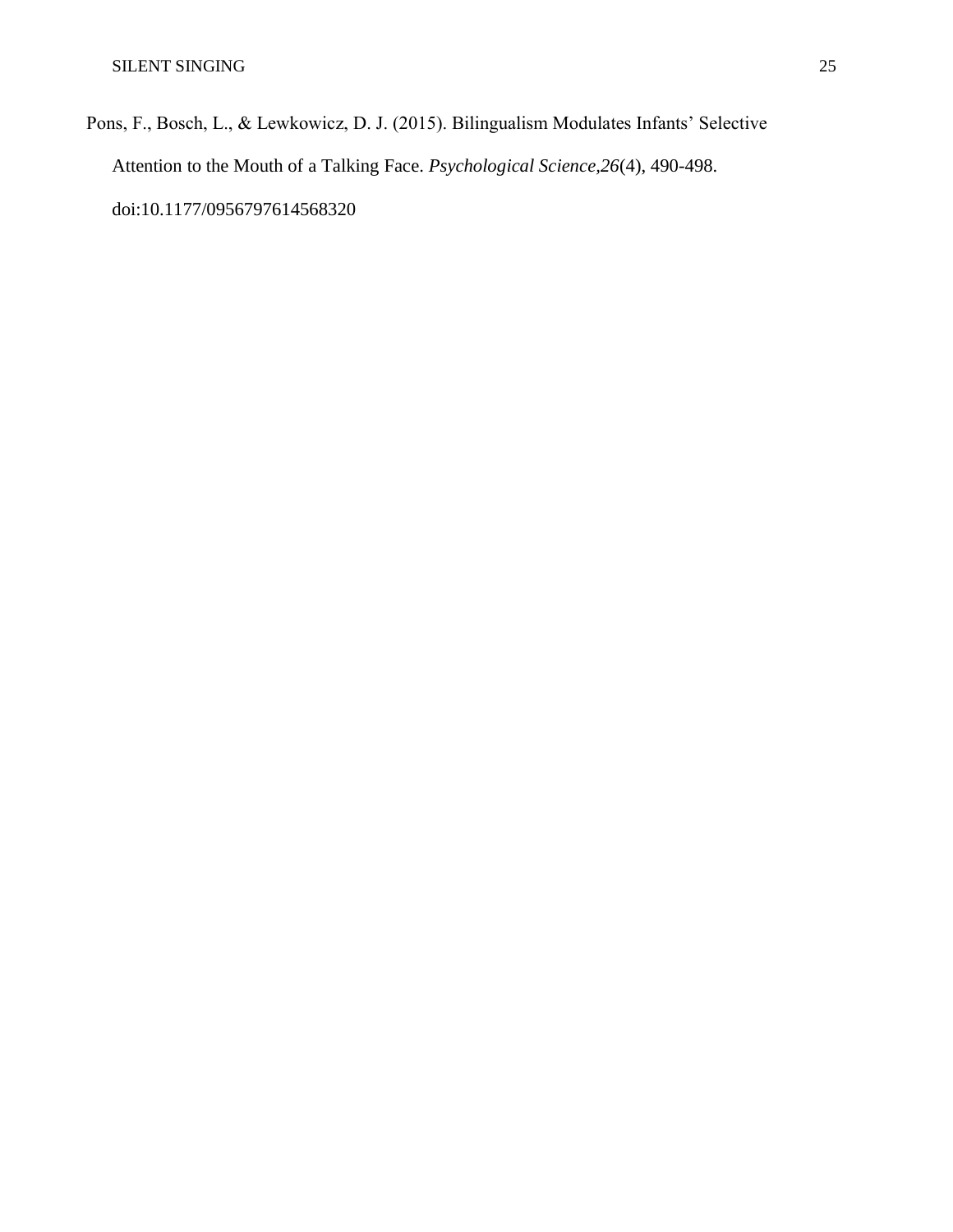Pons, F., Bosch, L., & Lewkowicz, D. J. (2015). Bilingualism Modulates Infants' Selective Attention to the Mouth of a Talking Face. *Psychological Science,26*(4), 490-498. doi:10.1177/0956797614568320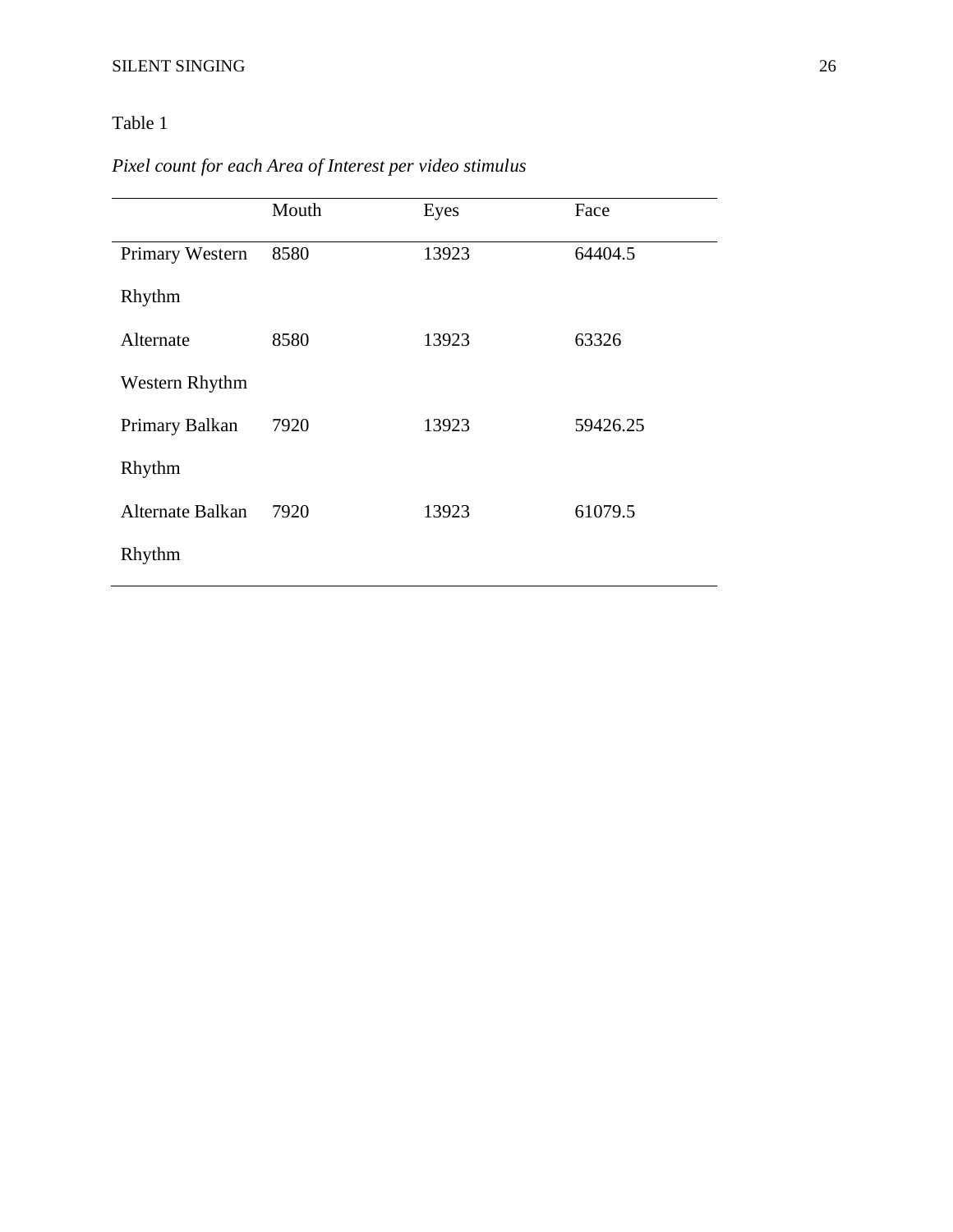Table 1

*Pixel count for each Area of Interest per video stimulus*

| | Mouth | Eyes | Face |
|---|---|---|---|
| Primary Western Rhythm | 8580 | 13923 | 64404.5 |
| Alternate Western Rhythm | 8580 | 13923 | 63326 |
| Primary Balkan Rhythm | 7920 | 13923 | 59426.25 |
| Alternate Balkan Rhythm | 7920 | 13923 | 61079.5 |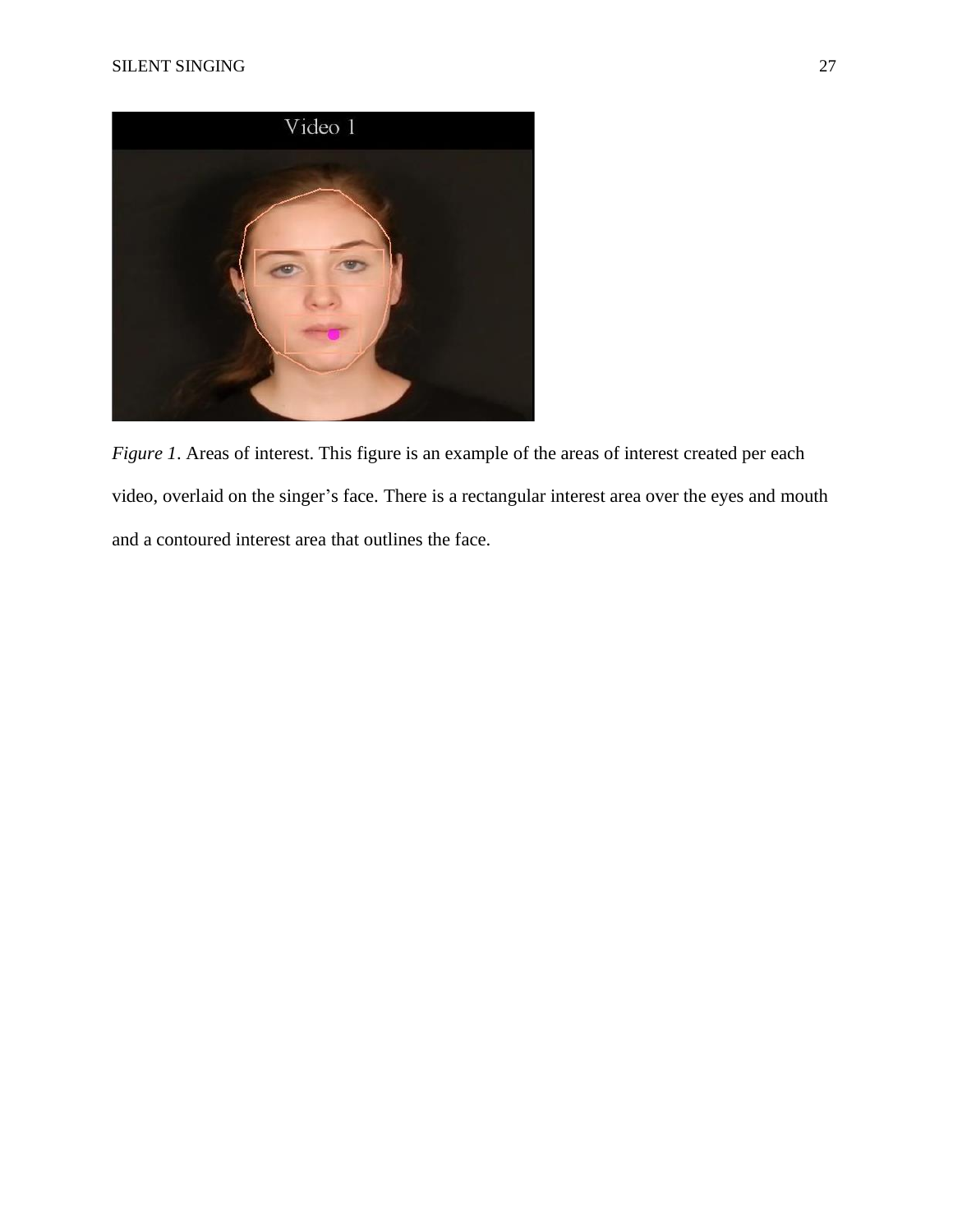*Figure 1*. Areas of interest. This figure is an example of the areas of interest created per each video, overlaid on the singer's face. There is a rectangular interest area over the eyes and mouth and a contoured interest area that outlines the face.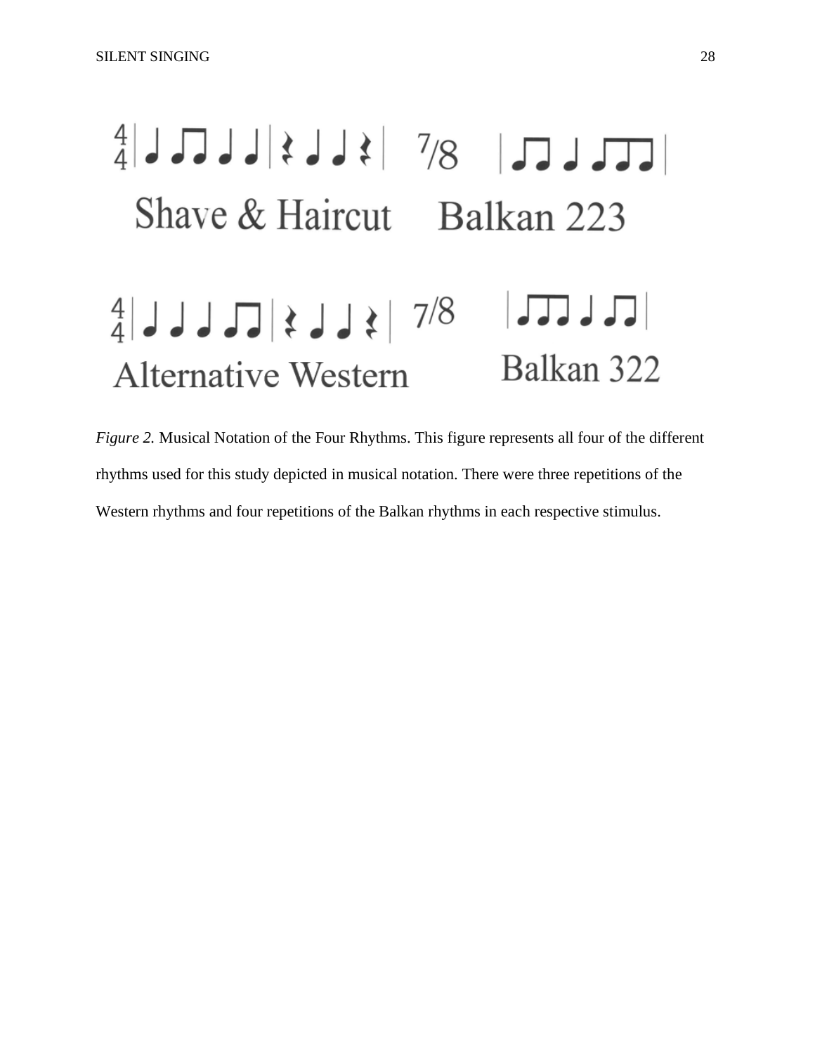4/4 | ♩ ♫ ♩ ♩ | 𝄽 ♩ ♩ 𝄽 | 7/8 | ♫ ♩ ♫♪ |

Shave & Haircut Balkan 223

4/4 | ♩ ♩ ♩ ♫ | 𝄽 ♩ ♩ 𝄽 | 7/8 | ♫♪ ♩ ♫ |

Alternative Western Balkan 322

*Figure 2.* Musical Notation of the Four Rhythms. This figure represents all four of the different rhythms used for this study depicted in musical notation. There were three repetitions of the Western rhythms and four repetitions of the Balkan rhythms in each respective stimulus.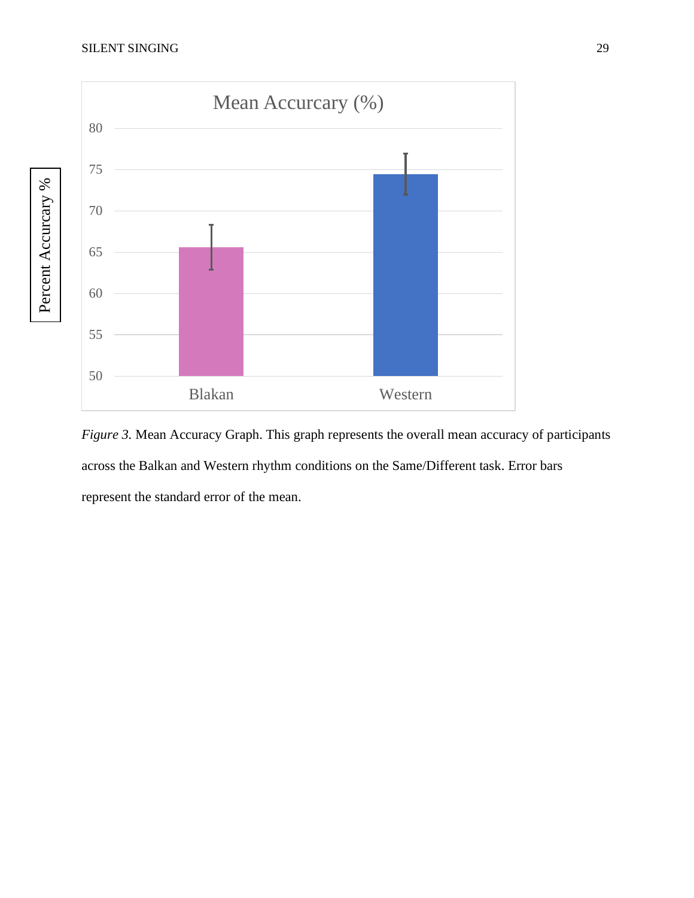*Figure 3.* Mean Accuracy Graph. This graph represents the overall mean accuracy of participants across the Balkan and Western rhythm conditions on the Same/Different task. Error bars represent the standard error of the mean.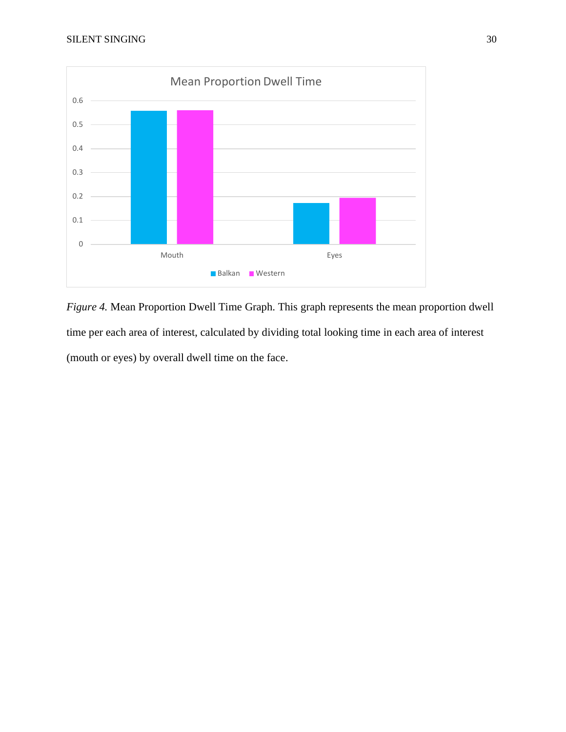*Figure 4.* Mean Proportion Dwell Time Graph. This graph represents the mean proportion dwell time per each area of interest, calculated by dividing total looking time in each area of interest (mouth or eyes) by overall dwell time on the face.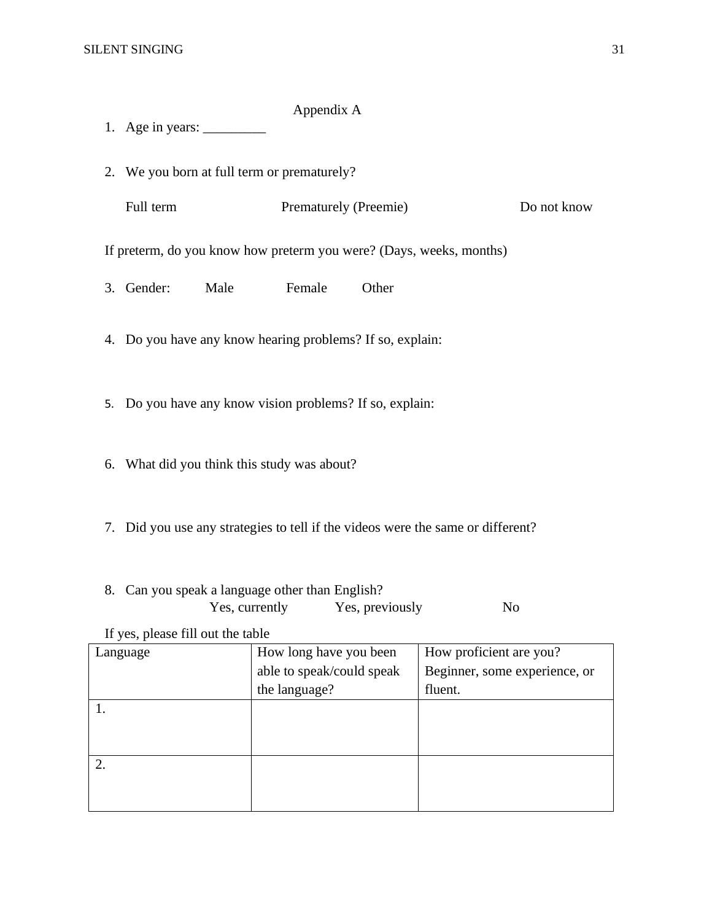# Appendix A

1. Age in years: _________

2. We you born at full term or prematurely?

   Full term          Prematurely (Preemie)          Do not know

   If preterm, do you know how preterm you were? (Days, weeks, months)

3. Gender:     Male     Female     Other

4. Do you have any know hearing problems? If so, explain:

5. Do you have any know vision problems? If so, explain:

6. What did you think this study was about?

7. Did you use any strategies to tell if the videos were the same or different?

8. Can you speak a language other than English?

   Yes, currently     Yes, previously     No

   If yes, please fill out the table

| Language | How long have you been able to speak/could speak the language? | How proficient are you? Beginner, some experience, or fluent. |
|---|---|---|
| 1. | | |
| 2. | | |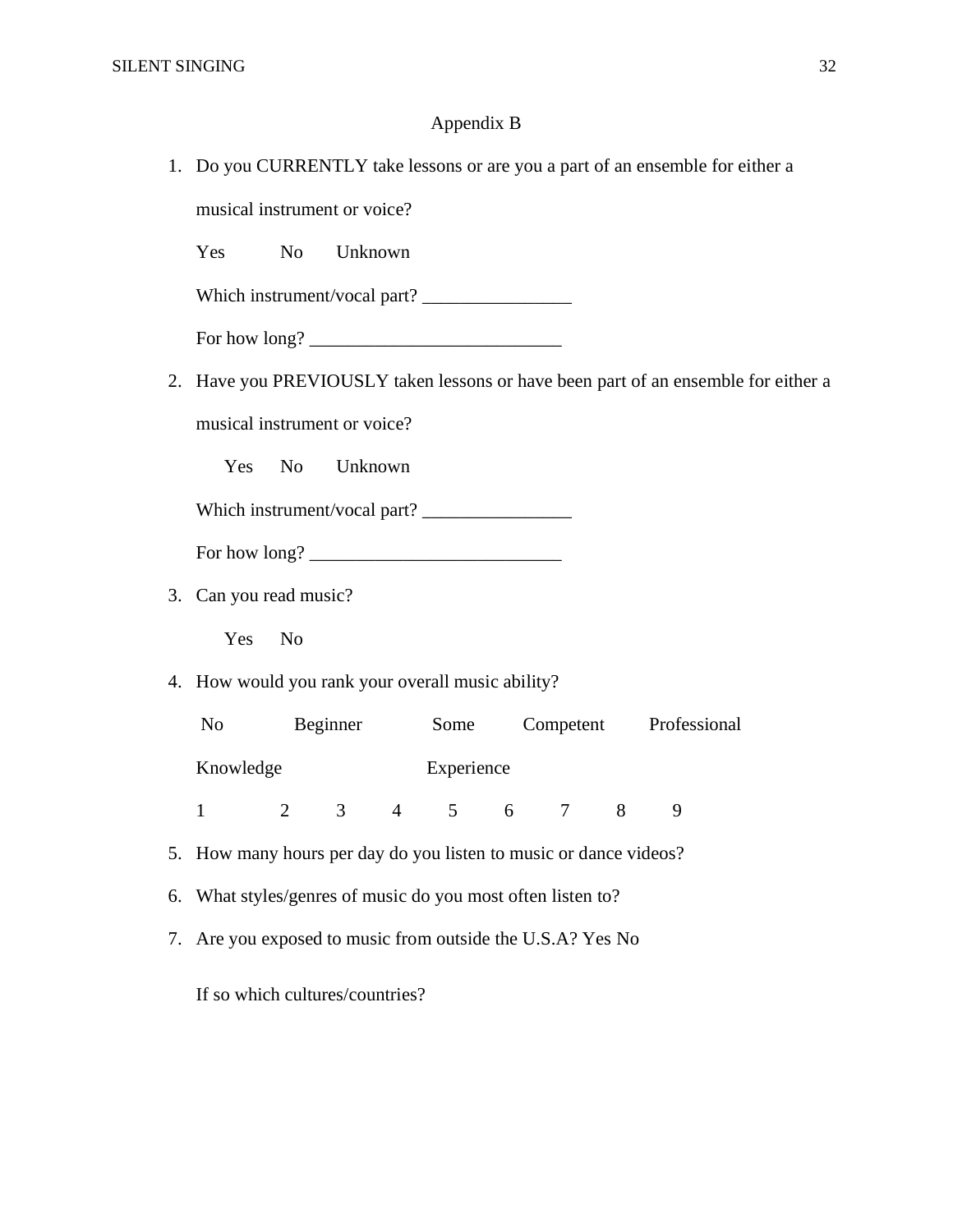# Appendix B

1. Do you CURRENTLY take lessons or are you a part of an ensemble for either a musical instrument or voice?

   Yes    No    Unknown

   Which instrument/vocal part? ________________

   For how long? ___________________________

2. Have you PREVIOUSLY taken lessons or have been part of an ensemble for either a musical instrument or voice?

   Yes    No    Unknown

   Which instrument/vocal part? ________________

   For how long? ___________________________

3. Can you read music?

   Yes    No

4. How would you rank your overall music ability?

   No Knowledge    Beginner    Some Experience    Competent    Professional

   1    2    3    4    5    6    7    8    9

5. How many hours per day do you listen to music or dance videos?

6. What styles/genres of music do you most often listen to?

7. Are you exposed to music from outside the U.S.A? Yes No

   If so which cultures/countries?